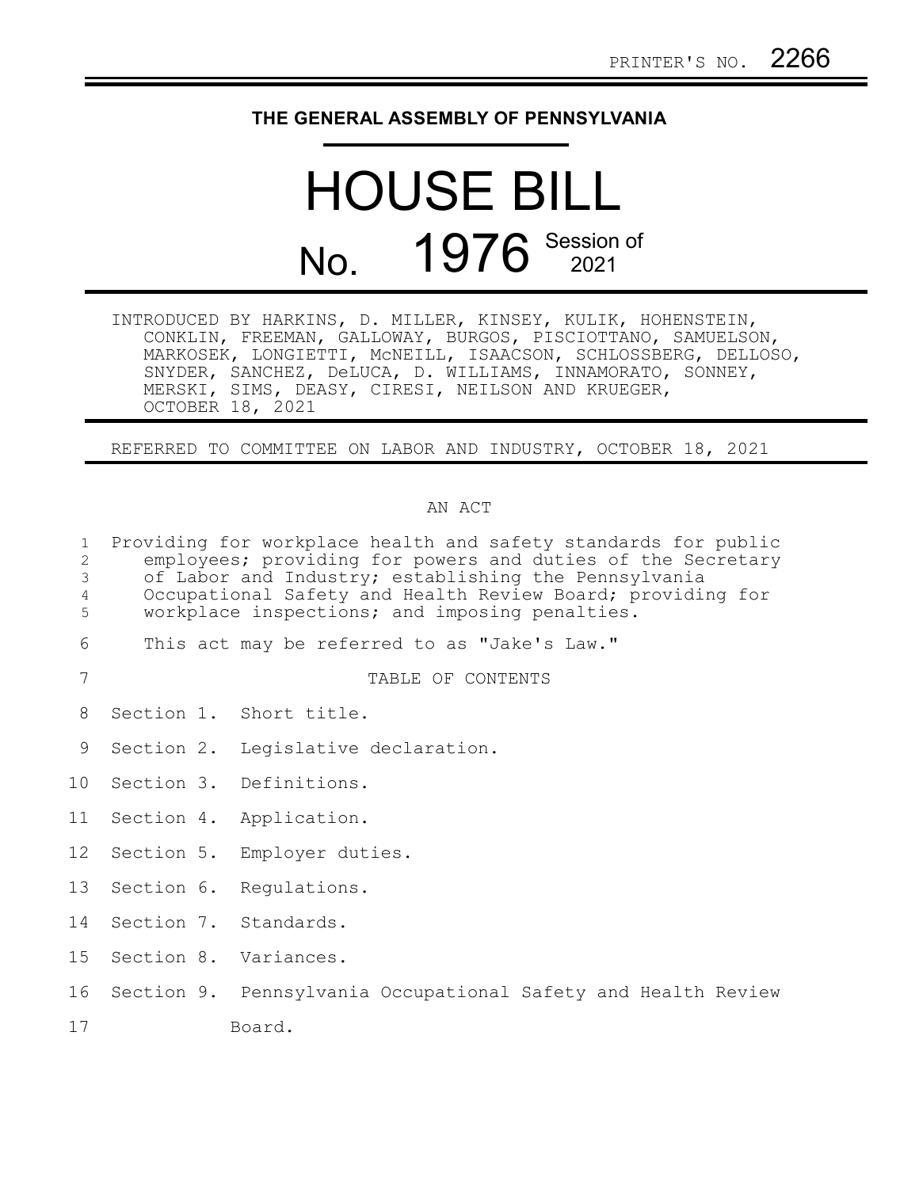PRINTER'S NO. 2266

# THE GENERAL ASSEMBLY OF PENNSYLVANIA

# HOUSE BILL

## No. 1976 Session of 2021

INTRODUCED BY HARKINS, D. MILLER, KINSEY, KULIK, HOHENSTEIN, CONKLIN, FREEMAN, GALLOWAY, BURGOS, PISCIOTTANO, SAMUELSON, MARKOSEK, LONGIETTI, McNEILL, ISAACSON, SCHLOSSBERG, DELLOSO, SNYDER, SANCHEZ, DeLUCA, D. WILLIAMS, INNAMORATO, SONNEY, MERSKI, SIMS, DEASY, CIRESI, NEILSON AND KRUEGER, OCTOBER 18, 2021

REFERRED TO COMMITTEE ON LABOR AND INDUSTRY, OCTOBER 18, 2021

AN ACT

Providing for workplace health and safety standards for public employees; providing for powers and duties of the Secretary of Labor and Industry; establishing the Pennsylvania Occupational Safety and Health Review Board; providing for workplace inspections; and imposing penalties.

This act may be referred to as "Jake's Law."

TABLE OF CONTENTS

Section 1. Short title.

Section 2. Legislative declaration.

Section 3. Definitions.

Section 4. Application.

Section 5. Employer duties.

Section 6. Regulations.

Section 7. Standards.

Section 8. Variances.

Section 9. Pennsylvania Occupational Safety and Health Review Board.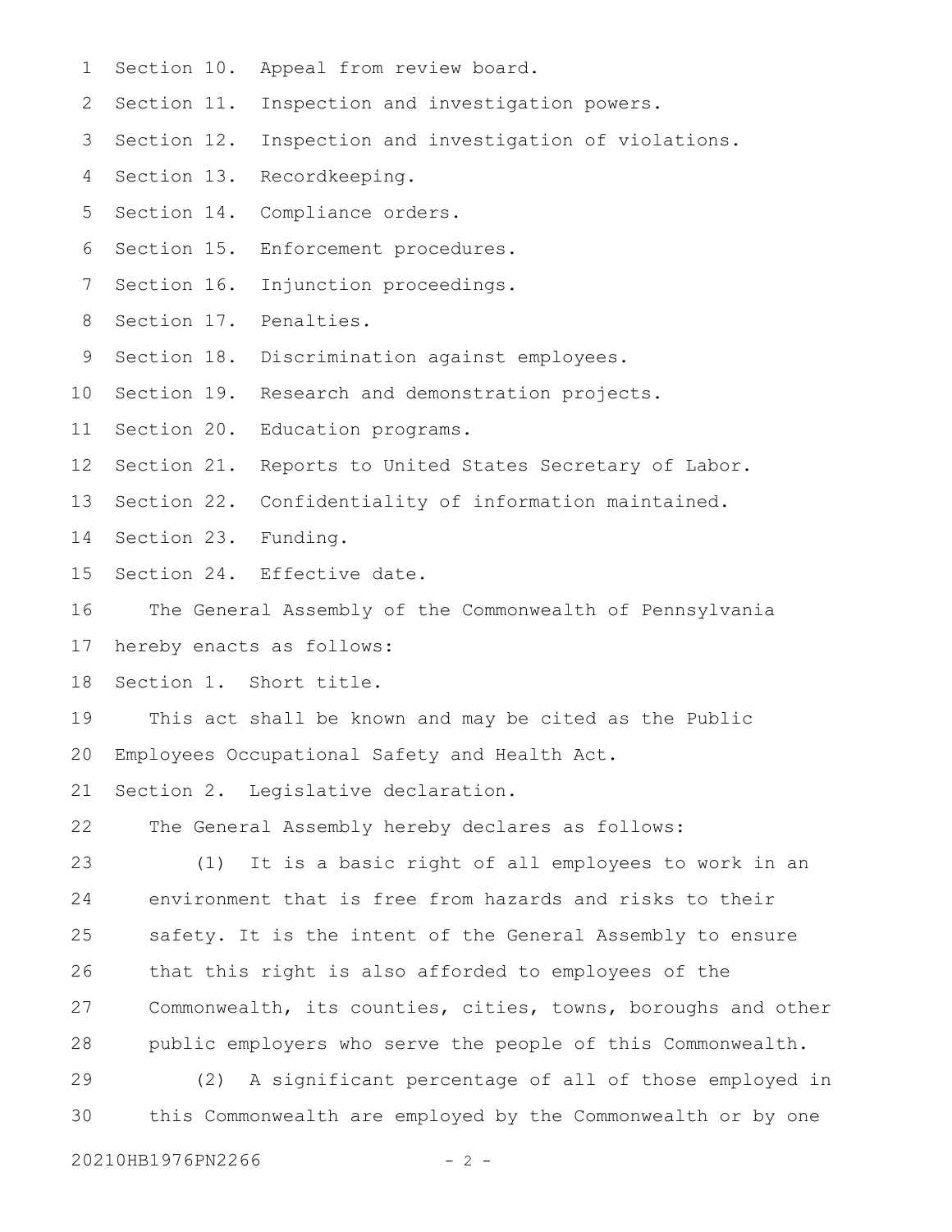Section 10. Appeal from review board.

Section 11. Inspection and investigation powers.

Section 12. Inspection and investigation of violations.

Section 13. Recordkeeping.

Section 14. Compliance orders.

Section 15. Enforcement procedures.

Section 16. Injunction proceedings.

Section 17. Penalties.

Section 18. Discrimination against employees.

Section 19. Research and demonstration projects.

Section 20. Education programs.

Section 21. Reports to United States Secretary of Labor.

Section 22. Confidentiality of information maintained.

Section 23. Funding.

Section 24. Effective date.

The General Assembly of the Commonwealth of Pennsylvania hereby enacts as follows:

Section 1. Short title.

This act shall be known and may be cited as the Public Employees Occupational Safety and Health Act.

Section 2. Legislative declaration.

The General Assembly hereby declares as follows:

(1) It is a basic right of all employees to work in an environment that is free from hazards and risks to their safety. It is the intent of the General Assembly to ensure that this right is also afforded to employees of the Commonwealth, its counties, cities, towns, boroughs and other public employers who serve the people of this Commonwealth.

(2) A significant percentage of all of those employed in this Commonwealth are employed by the Commonwealth or by one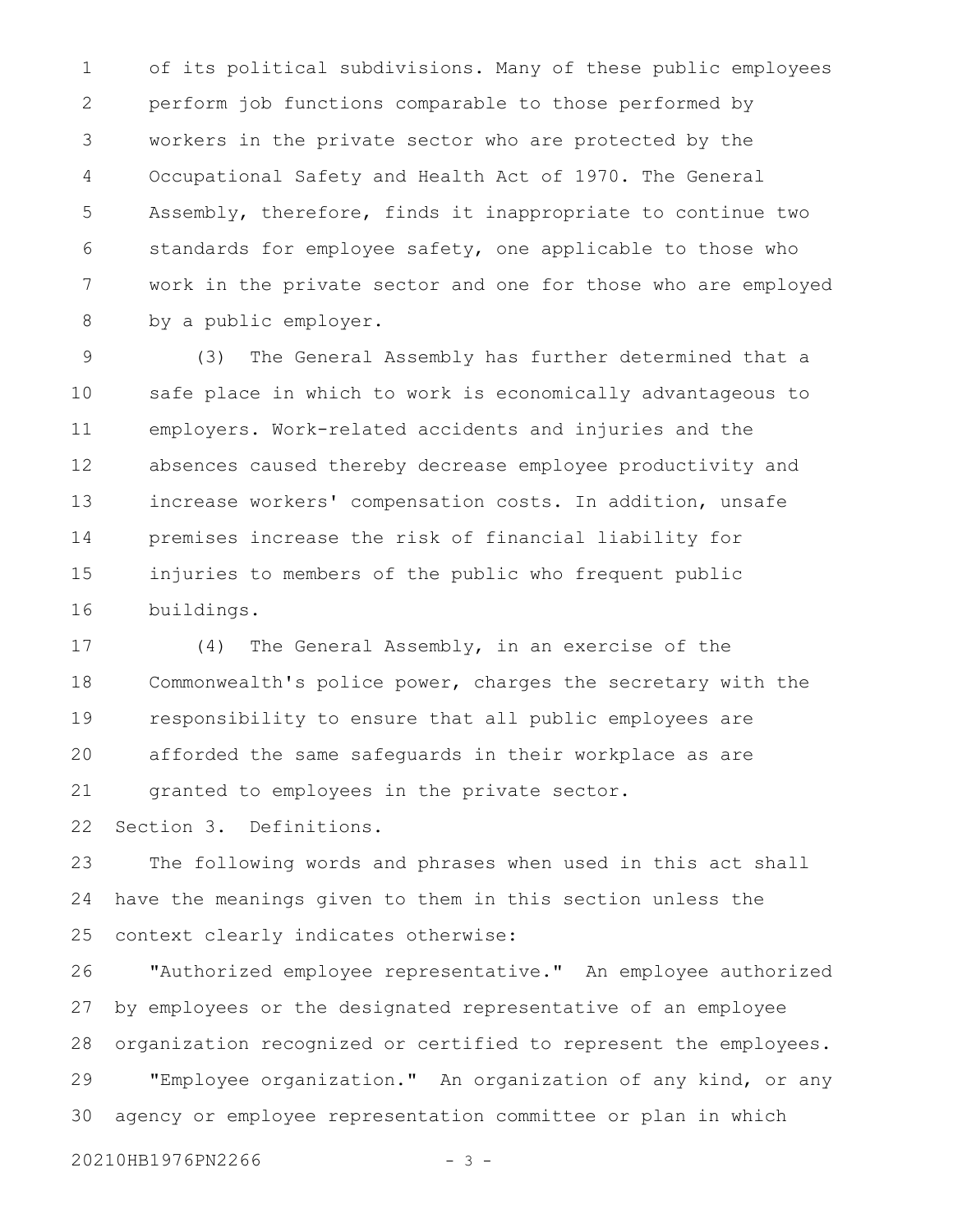of its political subdivisions. Many of these public employees perform job functions comparable to those performed by workers in the private sector who are protected by the Occupational Safety and Health Act of 1970. The General Assembly, therefore, finds it inappropriate to continue two standards for employee safety, one applicable to those who work in the private sector and one for those who are employed by a public employer.

(3) The General Assembly has further determined that a safe place in which to work is economically advantageous to employers. Work-related accidents and injuries and the absences caused thereby decrease employee productivity and increase workers' compensation costs. In addition, unsafe premises increase the risk of financial liability for injuries to members of the public who frequent public buildings.

(4) The General Assembly, in an exercise of the Commonwealth's police power, charges the secretary with the responsibility to ensure that all public employees are afforded the same safeguards in their workplace as are granted to employees in the private sector.

Section 3. Definitions.

The following words and phrases when used in this act shall have the meanings given to them in this section unless the context clearly indicates otherwise:

"Authorized employee representative." An employee authorized by employees or the designated representative of an employee organization recognized or certified to represent the employees.

"Employee organization." An organization of any kind, or any agency or employee representation committee or plan in which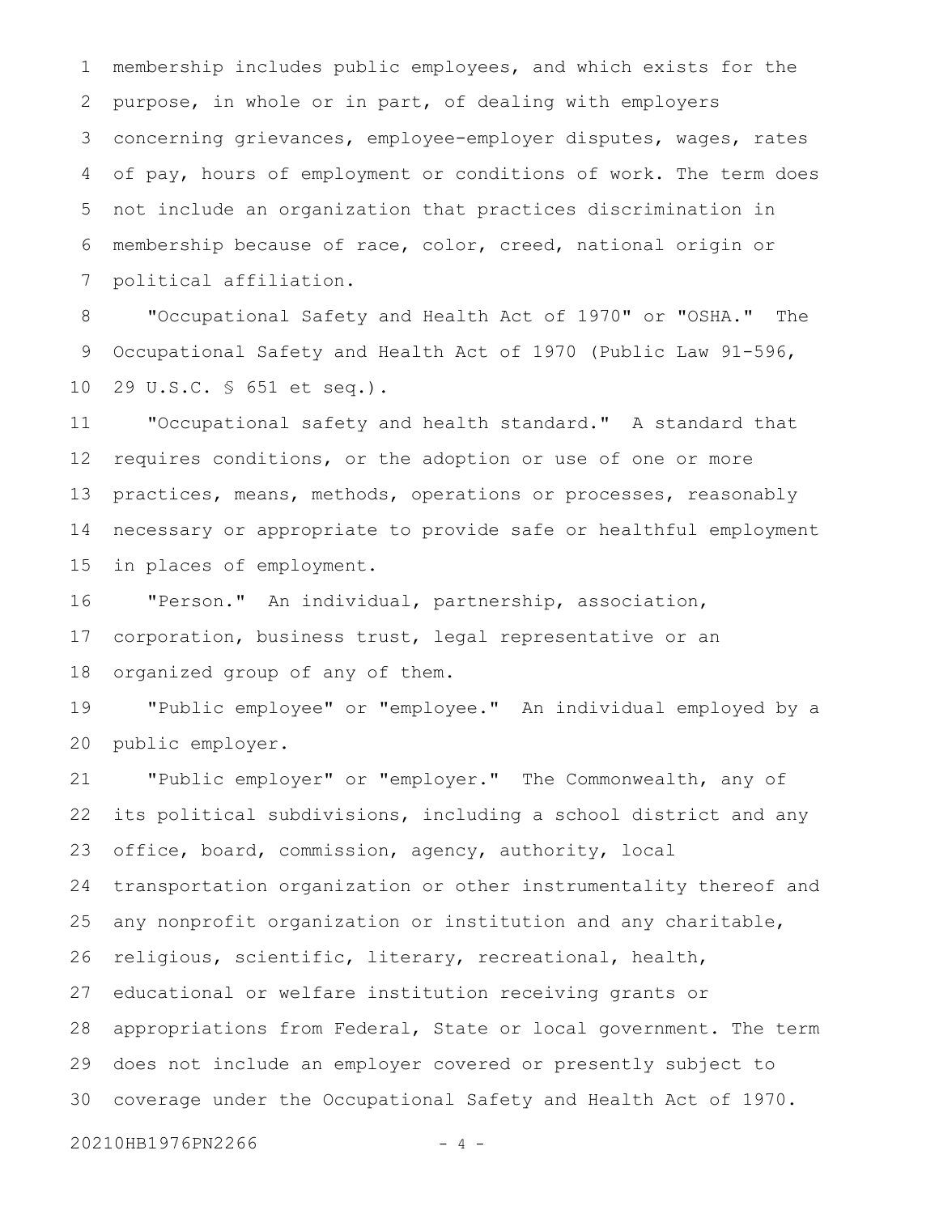membership includes public employees, and which exists for the purpose, in whole or in part, of dealing with employers concerning grievances, employee-employer disputes, wages, rates of pay, hours of employment or conditions of work. The term does not include an organization that practices discrimination in membership because of race, color, creed, national origin or political affiliation.

"Occupational Safety and Health Act of 1970" or "OSHA." The Occupational Safety and Health Act of 1970 (Public Law 91-596, 29 U.S.C. § 651 et seq.).

"Occupational safety and health standard." A standard that requires conditions, or the adoption or use of one or more practices, means, methods, operations or processes, reasonably necessary or appropriate to provide safe or healthful employment in places of employment.

"Person." An individual, partnership, association, corporation, business trust, legal representative or an organized group of any of them.

"Public employee" or "employee." An individual employed by a public employer.

"Public employer" or "employer." The Commonwealth, any of its political subdivisions, including a school district and any office, board, commission, agency, authority, local transportation organization or other instrumentality thereof and any nonprofit organization or institution and any charitable, religious, scientific, literary, recreational, health, educational or welfare institution receiving grants or appropriations from Federal, State or local government. The term does not include an employer covered or presently subject to coverage under the Occupational Safety and Health Act of 1970.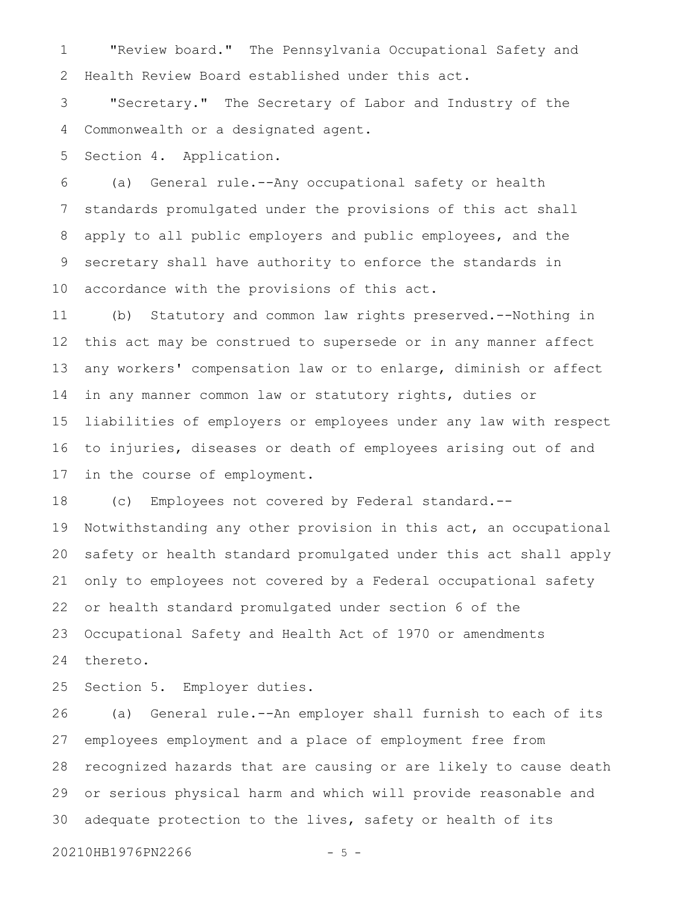"Review board." The Pennsylvania Occupational Safety and Health Review Board established under this act.

"Secretary." The Secretary of Labor and Industry of the Commonwealth or a designated agent.

Section 4. Application.

(a) General rule.--Any occupational safety or health standards promulgated under the provisions of this act shall apply to all public employers and public employees, and the secretary shall have authority to enforce the standards in accordance with the provisions of this act.

(b) Statutory and common law rights preserved.--Nothing in this act may be construed to supersede or in any manner affect any workers' compensation law or to enlarge, diminish or affect in any manner common law or statutory rights, duties or liabilities of employers or employees under any law with respect to injuries, diseases or death of employees arising out of and in the course of employment.

(c) Employees not covered by Federal standard.--Notwithstanding any other provision in this act, an occupational safety or health standard promulgated under this act shall apply only to employees not covered by a Federal occupational safety or health standard promulgated under section 6 of the Occupational Safety and Health Act of 1970 or amendments thereto.

Section 5. Employer duties.

(a) General rule.--An employer shall furnish to each of its employees employment and a place of employment free from recognized hazards that are causing or are likely to cause death or serious physical harm and which will provide reasonable and adequate protection to the lives, safety or health of its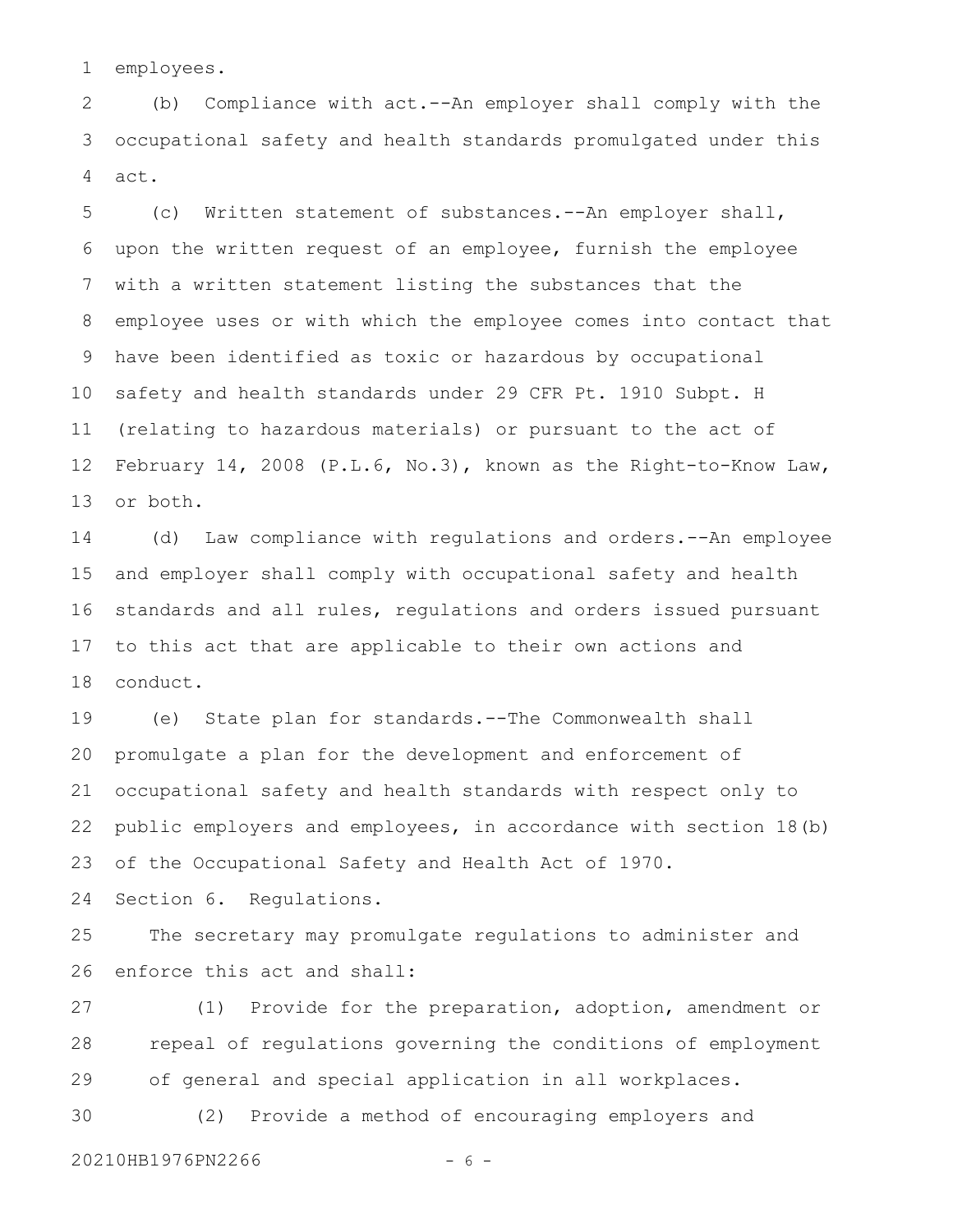employees.

(b) Compliance with act.--An employer shall comply with the occupational safety and health standards promulgated under this act.

(c) Written statement of substances.--An employer shall, upon the written request of an employee, furnish the employee with a written statement listing the substances that the employee uses or with which the employee comes into contact that have been identified as toxic or hazardous by occupational safety and health standards under 29 CFR Pt. 1910 Subpt. H (relating to hazardous materials) or pursuant to the act of February 14, 2008 (P.L.6, No.3), known as the Right-to-Know Law, or both.

(d) Law compliance with regulations and orders.--An employee and employer shall comply with occupational safety and health standards and all rules, regulations and orders issued pursuant to this act that are applicable to their own actions and conduct.

(e) State plan for standards.--The Commonwealth shall promulgate a plan for the development and enforcement of occupational safety and health standards with respect only to public employers and employees, in accordance with section 18(b) of the Occupational Safety and Health Act of 1970.

Section 6. Regulations.

The secretary may promulgate regulations to administer and enforce this act and shall:

(1) Provide for the preparation, adoption, amendment or repeal of regulations governing the conditions of employment of general and special application in all workplaces.

(2) Provide a method of encouraging employers and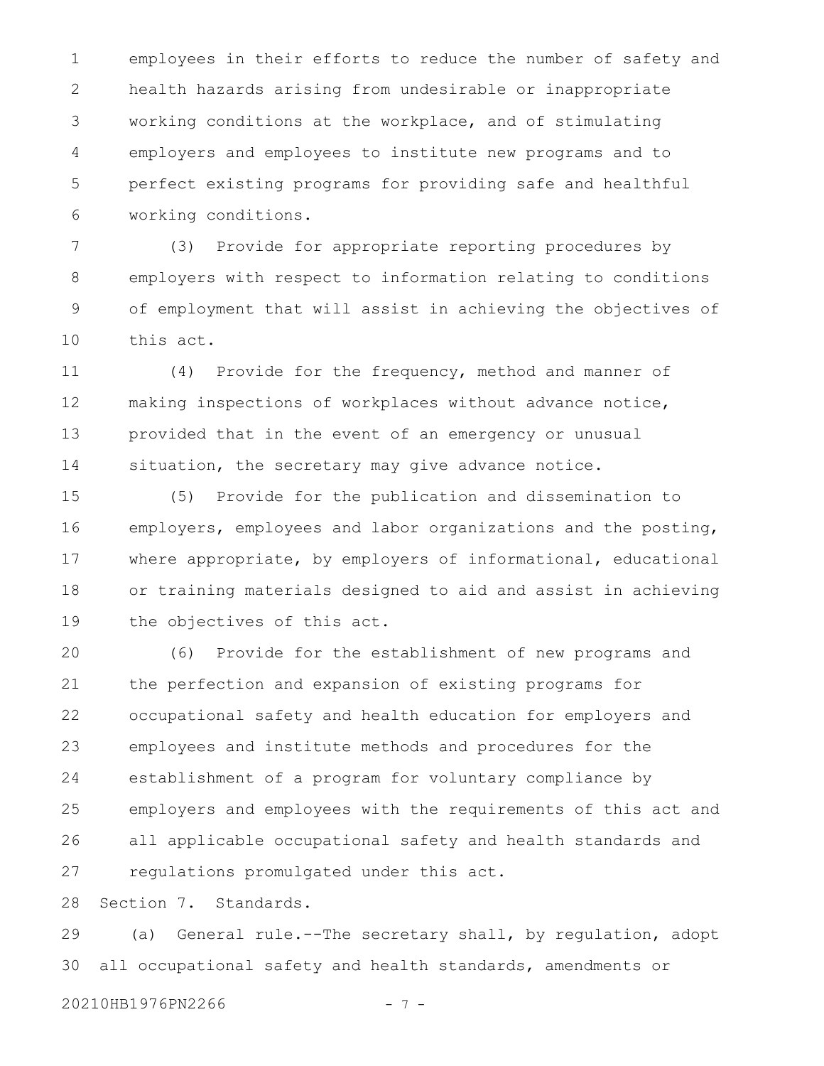employees in their efforts to reduce the number of safety and health hazards arising from undesirable or inappropriate working conditions at the workplace, and of stimulating employers and employees to institute new programs and to perfect existing programs for providing safe and healthful working conditions.

(3) Provide for appropriate reporting procedures by employers with respect to information relating to conditions of employment that will assist in achieving the objectives of this act.

(4) Provide for the frequency, method and manner of making inspections of workplaces without advance notice, provided that in the event of an emergency or unusual situation, the secretary may give advance notice.

(5) Provide for the publication and dissemination to employers, employees and labor organizations and the posting, where appropriate, by employers of informational, educational or training materials designed to aid and assist in achieving the objectives of this act.

(6) Provide for the establishment of new programs and the perfection and expansion of existing programs for occupational safety and health education for employers and employees and institute methods and procedures for the establishment of a program for voluntary compliance by employers and employees with the requirements of this act and all applicable occupational safety and health standards and regulations promulgated under this act.

Section 7. Standards.

(a) General rule.--The secretary shall, by regulation, adopt all occupational safety and health standards, amendments or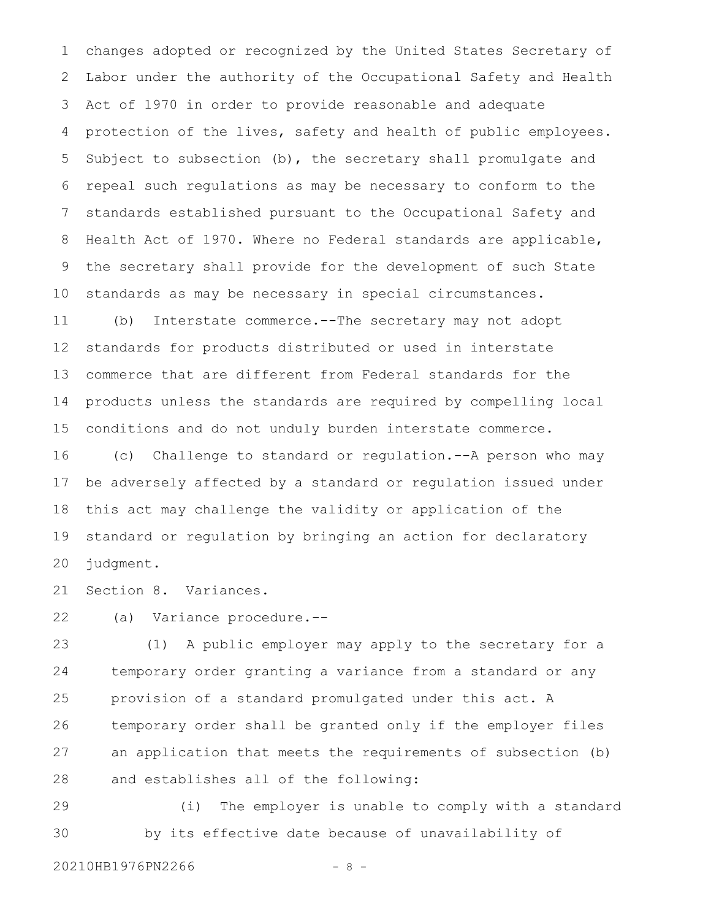changes adopted or recognized by the United States Secretary of Labor under the authority of the Occupational Safety and Health Act of 1970 in order to provide reasonable and adequate protection of the lives, safety and health of public employees. Subject to subsection (b), the secretary shall promulgate and repeal such regulations as may be necessary to conform to the standards established pursuant to the Occupational Safety and Health Act of 1970. Where no Federal standards are applicable, the secretary shall provide for the development of such State standards as may be necessary in special circumstances.

(b) Interstate commerce.--The secretary may not adopt standards for products distributed or used in interstate commerce that are different from Federal standards for the products unless the standards are required by compelling local conditions and do not unduly burden interstate commerce.

(c) Challenge to standard or regulation.--A person who may be adversely affected by a standard or regulation issued under this act may challenge the validity or application of the standard or regulation by bringing an action for declaratory judgment.

Section 8. Variances.

(a) Variance procedure.--

(1) A public employer may apply to the secretary for a temporary order granting a variance from a standard or any provision of a standard promulgated under this act. A temporary order shall be granted only if the employer files an application that meets the requirements of subsection (b) and establishes all of the following:

(i) The employer is unable to comply with a standard by its effective date because of unavailability of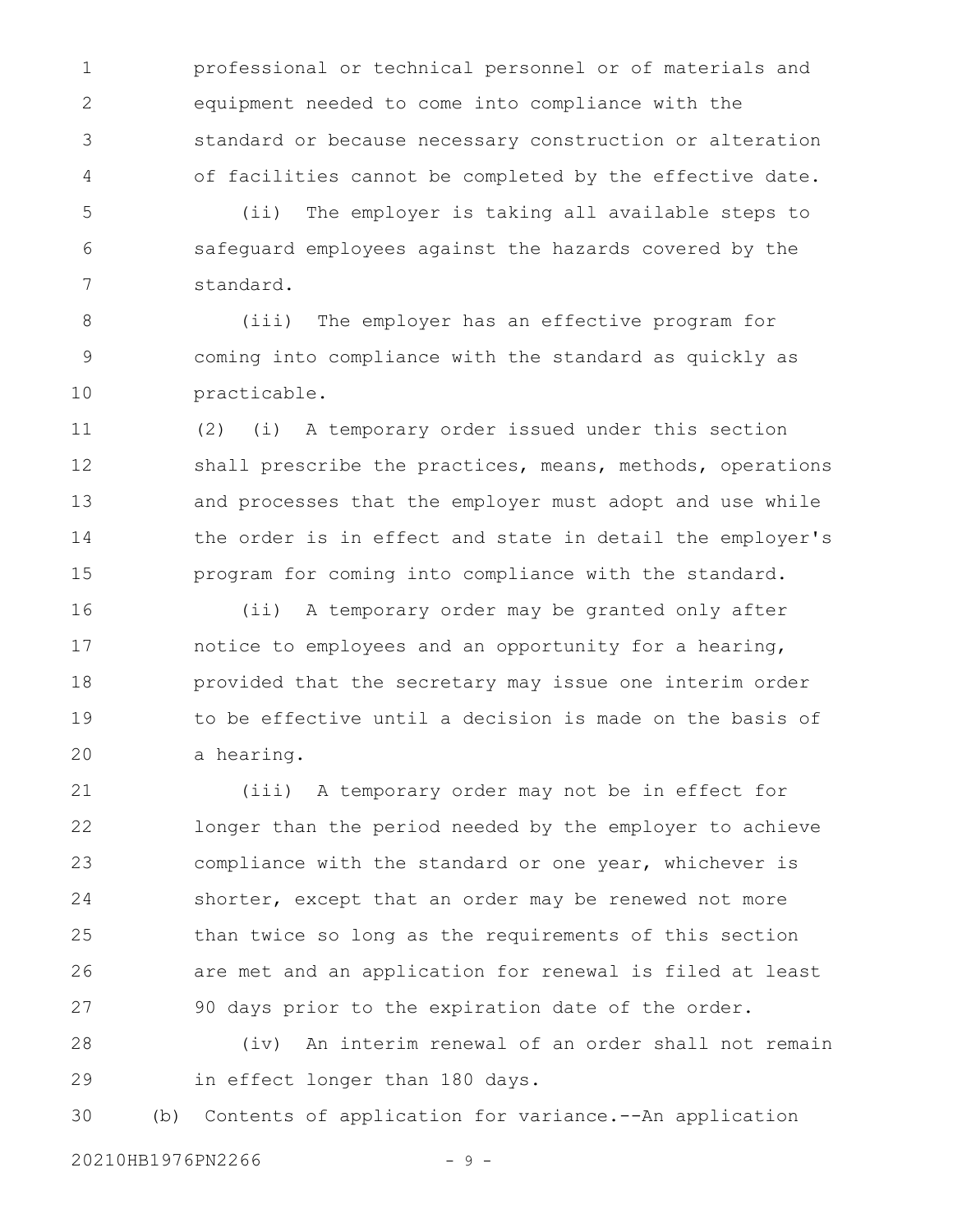professional or technical personnel or of materials and equipment needed to come into compliance with the standard or because necessary construction or alteration of facilities cannot be completed by the effective date.

(ii) The employer is taking all available steps to safeguard employees against the hazards covered by the standard.

(iii) The employer has an effective program for coming into compliance with the standard as quickly as practicable.

(2) (i) A temporary order issued under this section shall prescribe the practices, means, methods, operations and processes that the employer must adopt and use while the order is in effect and state in detail the employer's program for coming into compliance with the standard.

(ii) A temporary order may be granted only after notice to employees and an opportunity for a hearing, provided that the secretary may issue one interim order to be effective until a decision is made on the basis of a hearing.

(iii) A temporary order may not be in effect for longer than the period needed by the employer to achieve compliance with the standard or one year, whichever is shorter, except that an order may be renewed not more than twice so long as the requirements of this section are met and an application for renewal is filed at least 90 days prior to the expiration date of the order.

(iv) An interim renewal of an order shall not remain in effect longer than 180 days.

(b) Contents of application for variance.--An application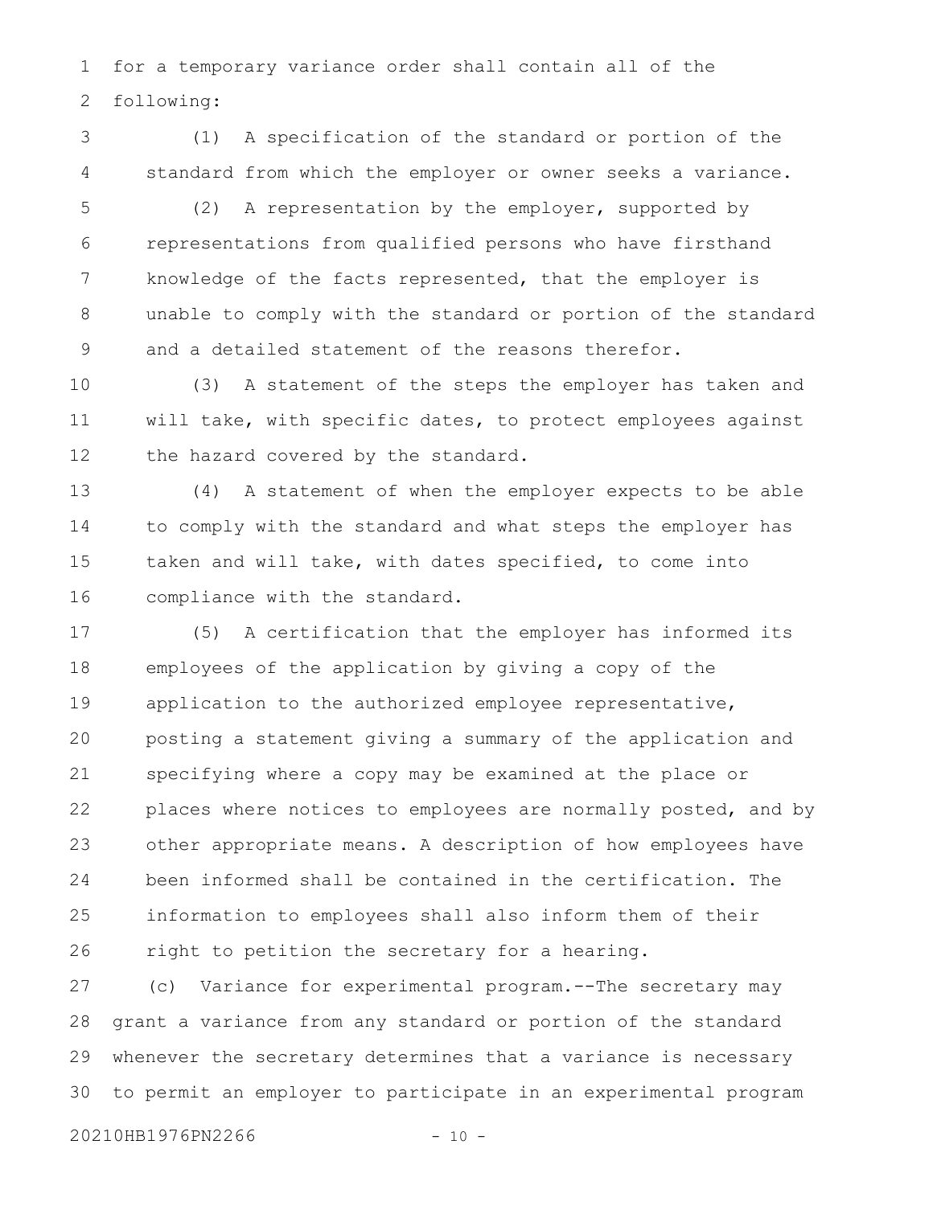for a temporary variance order shall contain all of the following:

(1) A specification of the standard or portion of the standard from which the employer or owner seeks a variance.

(2) A representation by the employer, supported by representations from qualified persons who have firsthand knowledge of the facts represented, that the employer is unable to comply with the standard or portion of the standard and a detailed statement of the reasons therefor.

(3) A statement of the steps the employer has taken and will take, with specific dates, to protect employees against the hazard covered by the standard.

(4) A statement of when the employer expects to be able to comply with the standard and what steps the employer has taken and will take, with dates specified, to come into compliance with the standard.

(5) A certification that the employer has informed its employees of the application by giving a copy of the application to the authorized employee representative, posting a statement giving a summary of the application and specifying where a copy may be examined at the place or places where notices to employees are normally posted, and by other appropriate means. A description of how employees have been informed shall be contained in the certification. The information to employees shall also inform them of their right to petition the secretary for a hearing.

(c) Variance for experimental program.--The secretary may grant a variance from any standard or portion of the standard whenever the secretary determines that a variance is necessary to permit an employer to participate in an experimental program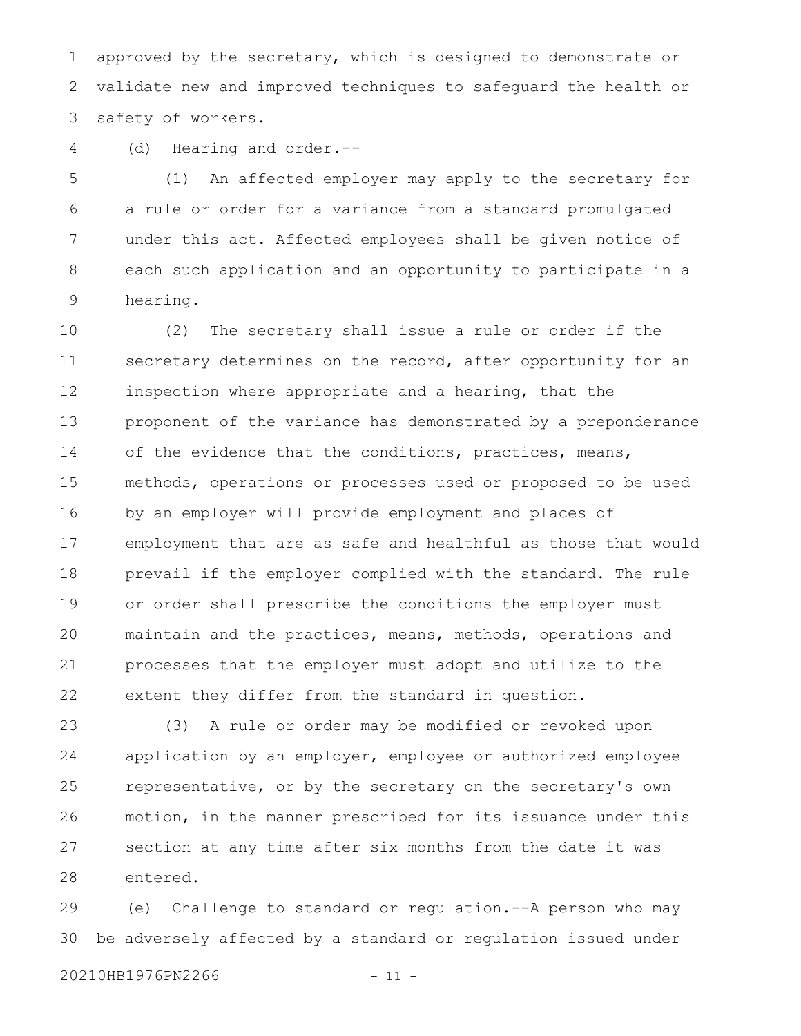approved by the secretary, which is designed to demonstrate or validate new and improved techniques to safeguard the health or safety of workers.

(d) Hearing and order.--

(1) An affected employer may apply to the secretary for a rule or order for a variance from a standard promulgated under this act. Affected employees shall be given notice of each such application and an opportunity to participate in a hearing.

(2) The secretary shall issue a rule or order if the secretary determines on the record, after opportunity for an inspection where appropriate and a hearing, that the proponent of the variance has demonstrated by a preponderance of the evidence that the conditions, practices, means, methods, operations or processes used or proposed to be used by an employer will provide employment and places of employment that are as safe and healthful as those that would prevail if the employer complied with the standard. The rule or order shall prescribe the conditions the employer must maintain and the practices, means, methods, operations and processes that the employer must adopt and utilize to the extent they differ from the standard in question.

(3) A rule or order may be modified or revoked upon application by an employer, employee or authorized employee representative, or by the secretary on the secretary's own motion, in the manner prescribed for its issuance under this section at any time after six months from the date it was entered.

(e) Challenge to standard or regulation.--A person who may be adversely affected by a standard or regulation issued under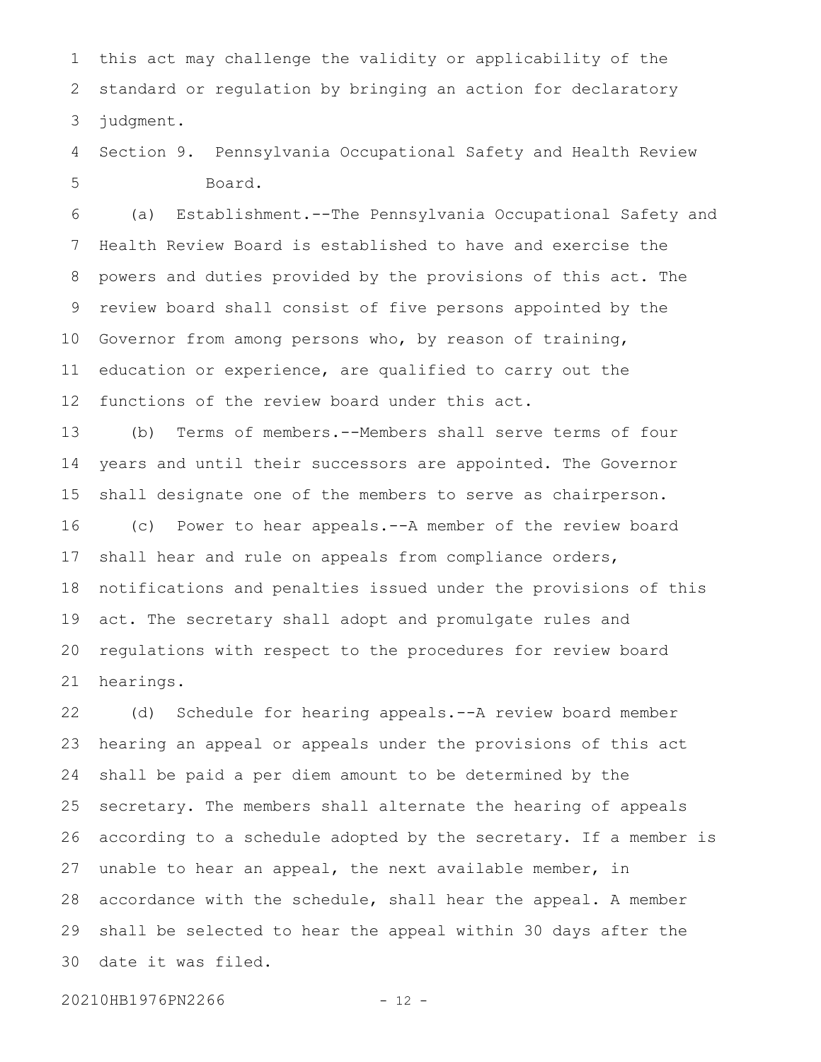this act may challenge the validity or applicability of the standard or regulation by bringing an action for declaratory judgment.

Section 9. Pennsylvania Occupational Safety and Health Review Board.

(a) Establishment.--The Pennsylvania Occupational Safety and Health Review Board is established to have and exercise the powers and duties provided by the provisions of this act. The review board shall consist of five persons appointed by the Governor from among persons who, by reason of training, education or experience, are qualified to carry out the functions of the review board under this act.

(b) Terms of members.--Members shall serve terms of four years and until their successors are appointed. The Governor shall designate one of the members to serve as chairperson.

(c) Power to hear appeals.--A member of the review board shall hear and rule on appeals from compliance orders, notifications and penalties issued under the provisions of this act. The secretary shall adopt and promulgate rules and regulations with respect to the procedures for review board hearings.

(d) Schedule for hearing appeals.--A review board member hearing an appeal or appeals under the provisions of this act shall be paid a per diem amount to be determined by the secretary. The members shall alternate the hearing of appeals according to a schedule adopted by the secretary. If a member is unable to hear an appeal, the next available member, in accordance with the schedule, shall hear the appeal. A member shall be selected to hear the appeal within 30 days after the date it was filed.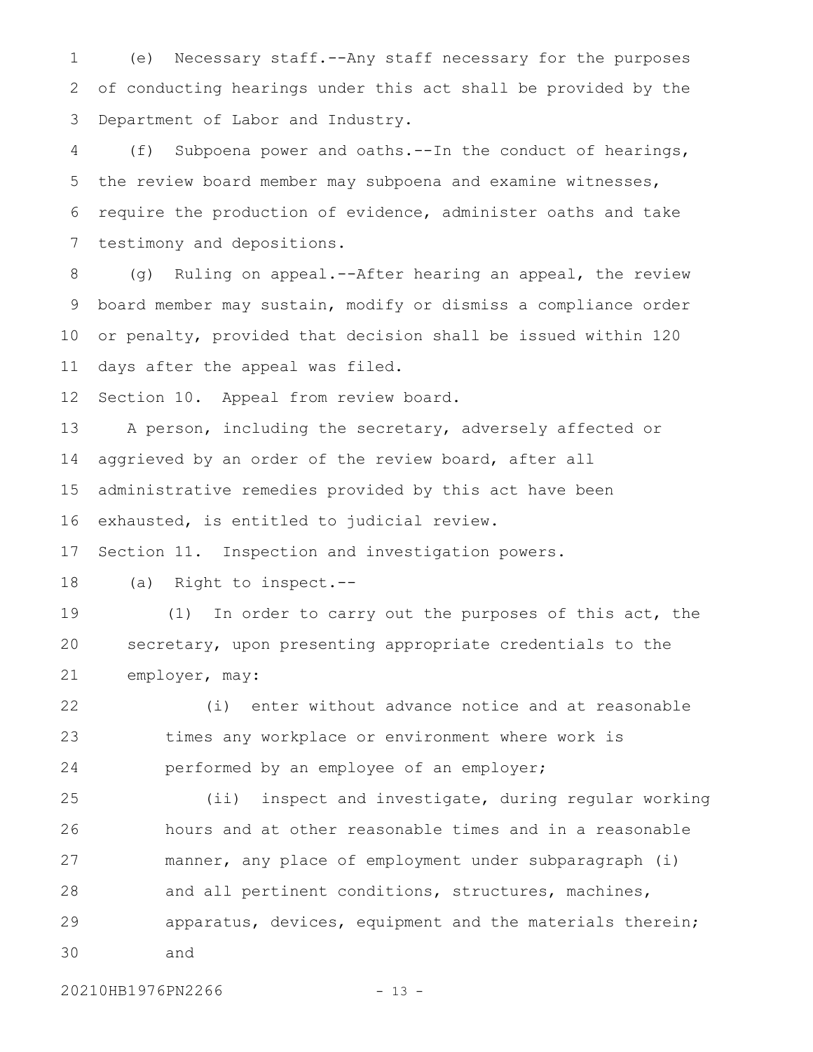(e) Necessary staff.--Any staff necessary for the purposes of conducting hearings under this act shall be provided by the Department of Labor and Industry.

(f) Subpoena power and oaths.--In the conduct of hearings, the review board member may subpoena and examine witnesses, require the production of evidence, administer oaths and take testimony and depositions.

(g) Ruling on appeal.--After hearing an appeal, the review board member may sustain, modify or dismiss a compliance order or penalty, provided that decision shall be issued within 120 days after the appeal was filed.

Section 10. Appeal from review board.

A person, including the secretary, adversely affected or aggrieved by an order of the review board, after all administrative remedies provided by this act have been exhausted, is entitled to judicial review.

Section 11. Inspection and investigation powers.

(a) Right to inspect.--

(1) In order to carry out the purposes of this act, the secretary, upon presenting appropriate credentials to the employer, may:

(i) enter without advance notice and at reasonable times any workplace or environment where work is performed by an employee of an employer;

(ii) inspect and investigate, during regular working hours and at other reasonable times and in a reasonable manner, any place of employment under subparagraph (i) and all pertinent conditions, structures, machines, apparatus, devices, equipment and the materials therein; and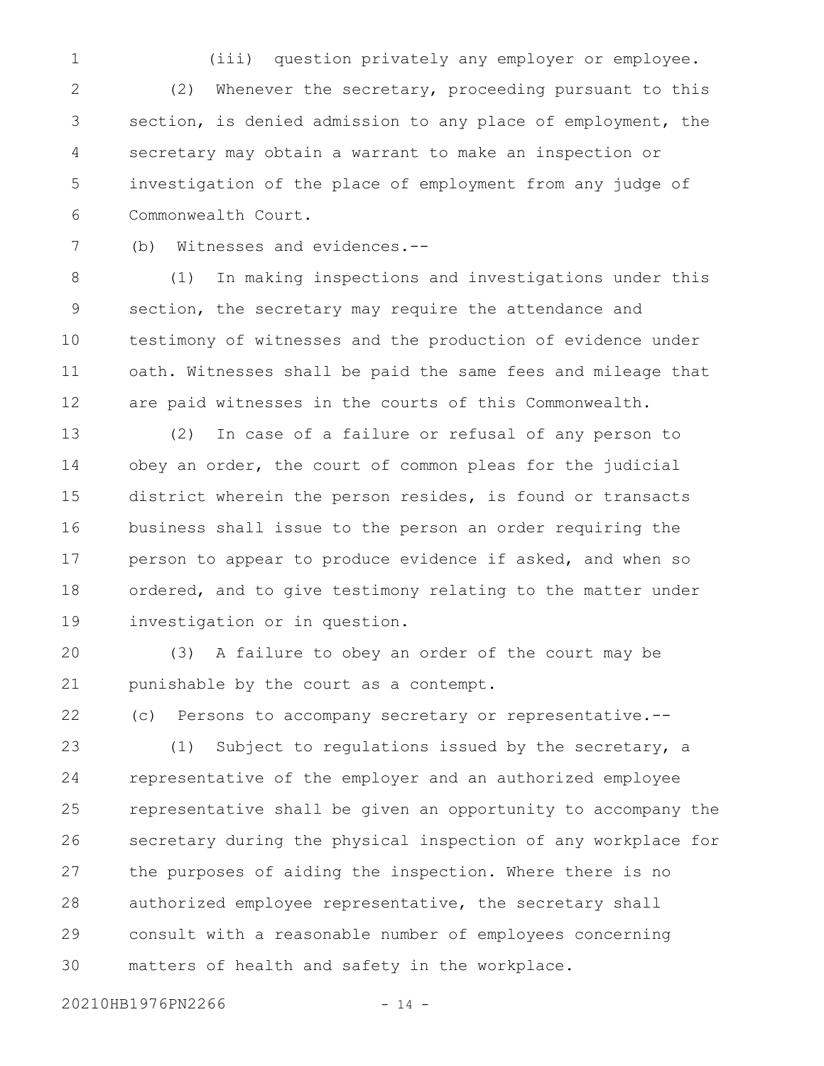(iii) question privately any employer or employee.

(2) Whenever the secretary, proceeding pursuant to this section, is denied admission to any place of employment, the secretary may obtain a warrant to make an inspection or investigation of the place of employment from any judge of Commonwealth Court.

(b) Witnesses and evidences.--

(1) In making inspections and investigations under this section, the secretary may require the attendance and testimony of witnesses and the production of evidence under oath. Witnesses shall be paid the same fees and mileage that are paid witnesses in the courts of this Commonwealth.

(2) In case of a failure or refusal of any person to obey an order, the court of common pleas for the judicial district wherein the person resides, is found or transacts business shall issue to the person an order requiring the person to appear to produce evidence if asked, and when so ordered, and to give testimony relating to the matter under investigation or in question.

(3) A failure to obey an order of the court may be punishable by the court as a contempt.

(c) Persons to accompany secretary or representative.--

(1) Subject to regulations issued by the secretary, a representative of the employer and an authorized employee representative shall be given an opportunity to accompany the secretary during the physical inspection of any workplace for the purposes of aiding the inspection. Where there is no authorized employee representative, the secretary shall consult with a reasonable number of employees concerning matters of health and safety in the workplace.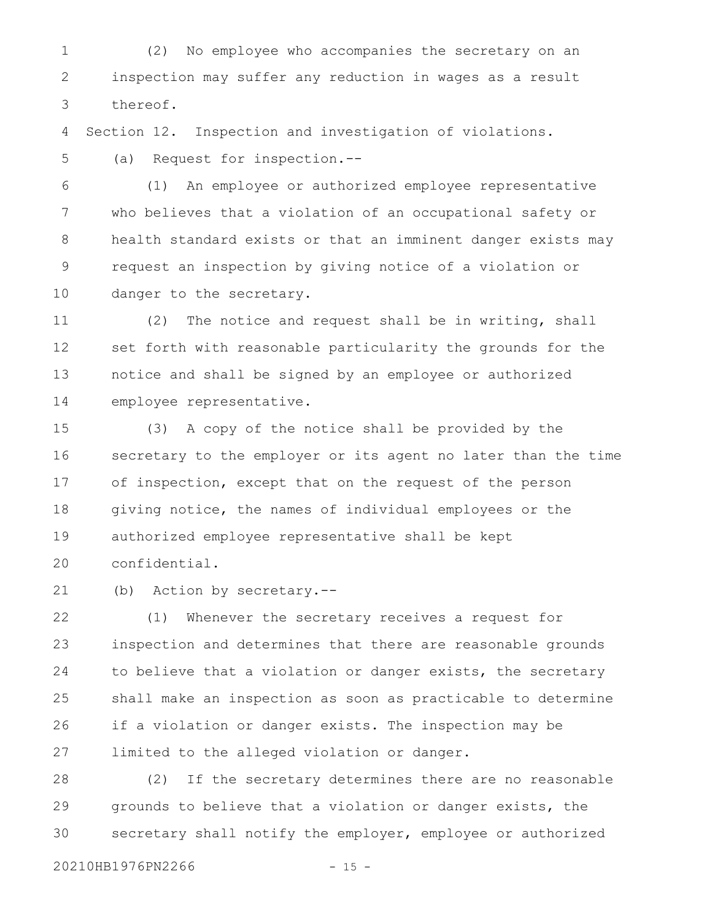(2) No employee who accompanies the secretary on an inspection may suffer any reduction in wages as a result thereof.

Section 12. Inspection and investigation of violations.

(a) Request for inspection.--

(1) An employee or authorized employee representative who believes that a violation of an occupational safety or health standard exists or that an imminent danger exists may request an inspection by giving notice of a violation or danger to the secretary.

(2) The notice and request shall be in writing, shall set forth with reasonable particularity the grounds for the notice and shall be signed by an employee or authorized employee representative.

(3) A copy of the notice shall be provided by the secretary to the employer or its agent no later than the time of inspection, except that on the request of the person giving notice, the names of individual employees or the authorized employee representative shall be kept confidential.

(b) Action by secretary.--

(1) Whenever the secretary receives a request for inspection and determines that there are reasonable grounds to believe that a violation or danger exists, the secretary shall make an inspection as soon as practicable to determine if a violation or danger exists. The inspection may be limited to the alleged violation or danger.

(2) If the secretary determines there are no reasonable grounds to believe that a violation or danger exists, the secretary shall notify the employer, employee or authorized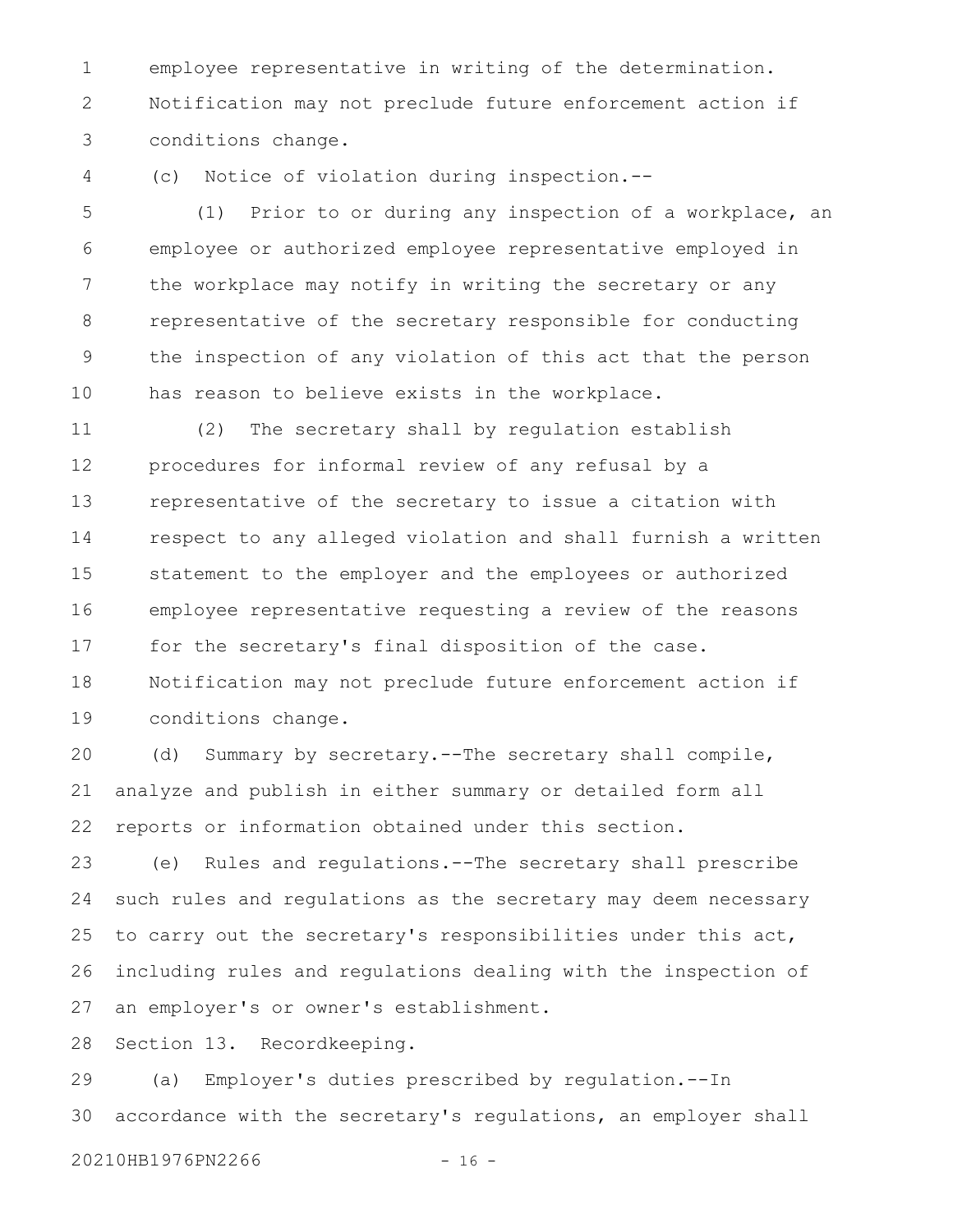employee representative in writing of the determination. Notification may not preclude future enforcement action if conditions change.

(c) Notice of violation during inspection.--

(1) Prior to or during any inspection of a workplace, an employee or authorized employee representative employed in the workplace may notify in writing the secretary or any representative of the secretary responsible for conducting the inspection of any violation of this act that the person has reason to believe exists in the workplace.

(2) The secretary shall by regulation establish procedures for informal review of any refusal by a representative of the secretary to issue a citation with respect to any alleged violation and shall furnish a written statement to the employer and the employees or authorized employee representative requesting a review of the reasons for the secretary's final disposition of the case. Notification may not preclude future enforcement action if conditions change.

(d) Summary by secretary.--The secretary shall compile, analyze and publish in either summary or detailed form all reports or information obtained under this section.

(e) Rules and regulations.--The secretary shall prescribe such rules and regulations as the secretary may deem necessary to carry out the secretary's responsibilities under this act, including rules and regulations dealing with the inspection of an employer's or owner's establishment.

Section 13. Recordkeeping.

(a) Employer's duties prescribed by regulation.--In accordance with the secretary's regulations, an employer shall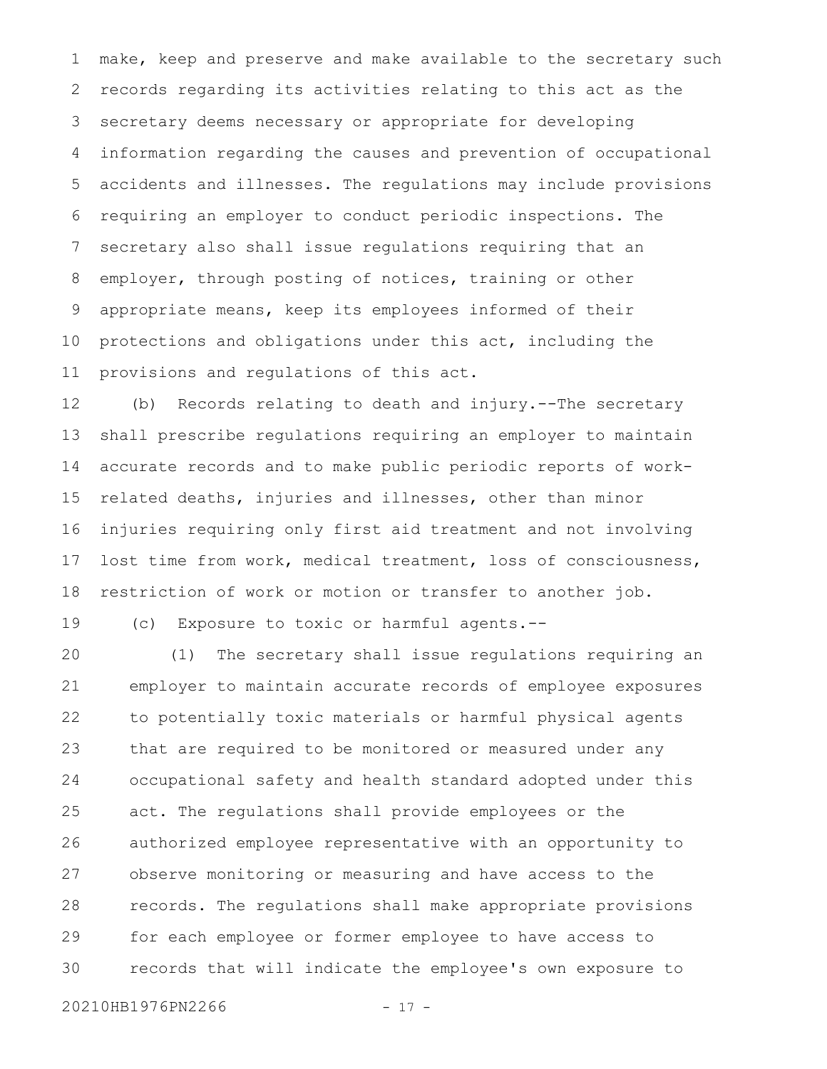make, keep and preserve and make available to the secretary such records regarding its activities relating to this act as the secretary deems necessary or appropriate for developing information regarding the causes and prevention of occupational accidents and illnesses. The regulations may include provisions requiring an employer to conduct periodic inspections. The secretary also shall issue regulations requiring that an employer, through posting of notices, training or other appropriate means, keep its employees informed of their protections and obligations under this act, including the provisions and regulations of this act.

(b) Records relating to death and injury.--The secretary shall prescribe regulations requiring an employer to maintain accurate records and to make public periodic reports of work-related deaths, injuries and illnesses, other than minor injuries requiring only first aid treatment and not involving lost time from work, medical treatment, loss of consciousness, restriction of work or motion or transfer to another job.

(c) Exposure to toxic or harmful agents.--

(1) The secretary shall issue regulations requiring an employer to maintain accurate records of employee exposures to potentially toxic materials or harmful physical agents that are required to be monitored or measured under any occupational safety and health standard adopted under this act. The regulations shall provide employees or the authorized employee representative with an opportunity to observe monitoring or measuring and have access to the records. The regulations shall make appropriate provisions for each employee or former employee to have access to records that will indicate the employee's own exposure to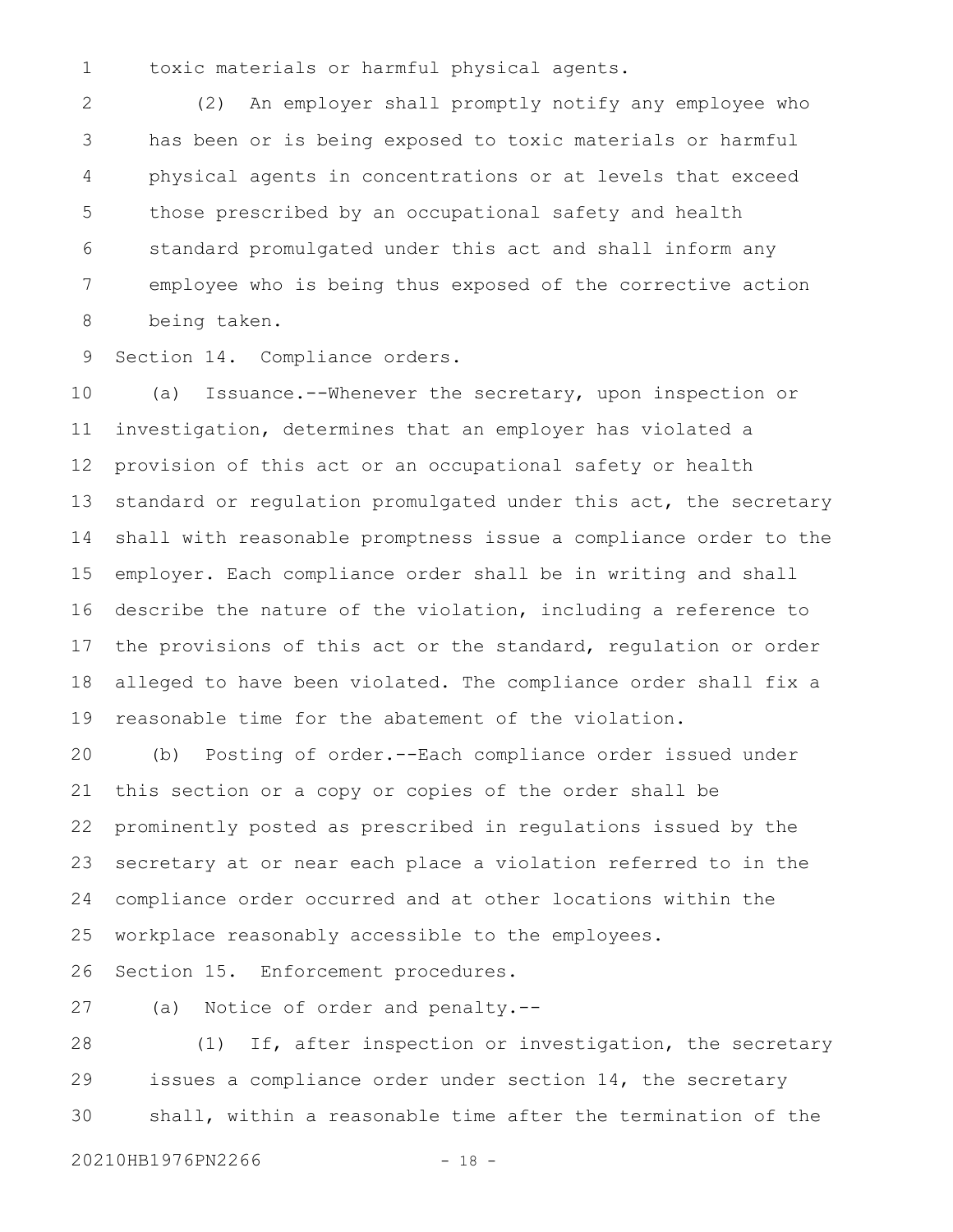toxic materials or harmful physical agents.

(2) An employer shall promptly notify any employee who has been or is being exposed to toxic materials or harmful physical agents in concentrations or at levels that exceed those prescribed by an occupational safety and health standard promulgated under this act and shall inform any employee who is being thus exposed of the corrective action being taken.

Section 14. Compliance orders.

(a) Issuance.--Whenever the secretary, upon inspection or investigation, determines that an employer has violated a provision of this act or an occupational safety or health standard or regulation promulgated under this act, the secretary shall with reasonable promptness issue a compliance order to the employer. Each compliance order shall be in writing and shall describe the nature of the violation, including a reference to the provisions of this act or the standard, regulation or order alleged to have been violated. The compliance order shall fix a reasonable time for the abatement of the violation.

(b) Posting of order.--Each compliance order issued under this section or a copy or copies of the order shall be prominently posted as prescribed in regulations issued by the secretary at or near each place a violation referred to in the compliance order occurred and at other locations within the workplace reasonably accessible to the employees.

Section 15. Enforcement procedures.

(a) Notice of order and penalty.--

(1) If, after inspection or investigation, the secretary issues a compliance order under section 14, the secretary shall, within a reasonable time after the termination of the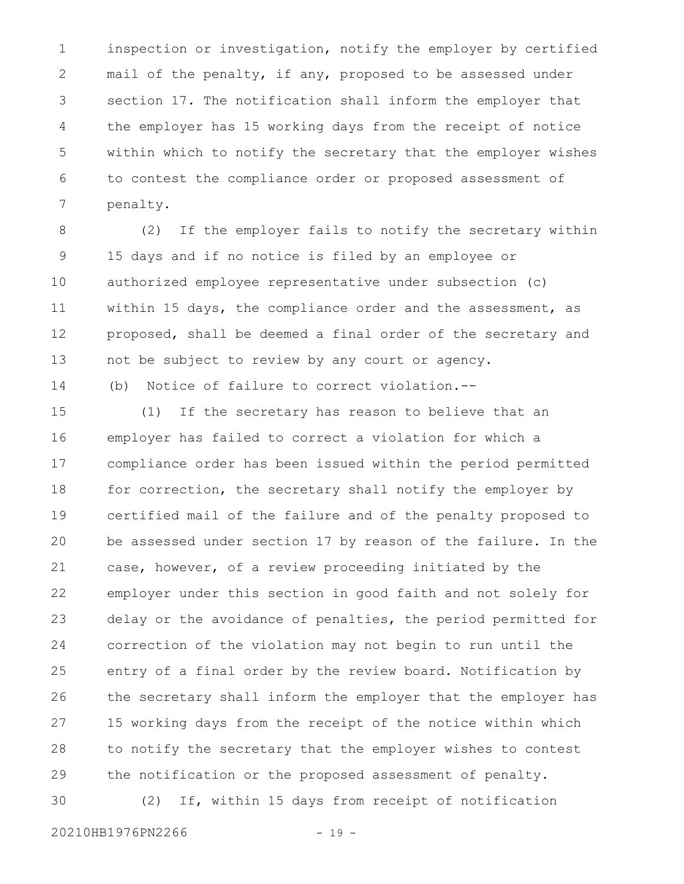inspection or investigation, notify the employer by certified mail of the penalty, if any, proposed to be assessed under section 17. The notification shall inform the employer that the employer has 15 working days from the receipt of notice within which to notify the secretary that the employer wishes to contest the compliance order or proposed assessment of penalty.

(2) If the employer fails to notify the secretary within 15 days and if no notice is filed by an employee or authorized employee representative under subsection (c) within 15 days, the compliance order and the assessment, as proposed, shall be deemed a final order of the secretary and not be subject to review by any court or agency.

(b) Notice of failure to correct violation.--

(1) If the secretary has reason to believe that an employer has failed to correct a violation for which a compliance order has been issued within the period permitted for correction, the secretary shall notify the employer by certified mail of the failure and of the penalty proposed to be assessed under section 17 by reason of the failure. In the case, however, of a review proceeding initiated by the employer under this section in good faith and not solely for delay or the avoidance of penalties, the period permitted for correction of the violation may not begin to run until the entry of a final order by the review board. Notification by the secretary shall inform the employer that the employer has 15 working days from the receipt of the notice within which to notify the secretary that the employer wishes to contest the notification or the proposed assessment of penalty.

(2) If, within 15 days from receipt of notification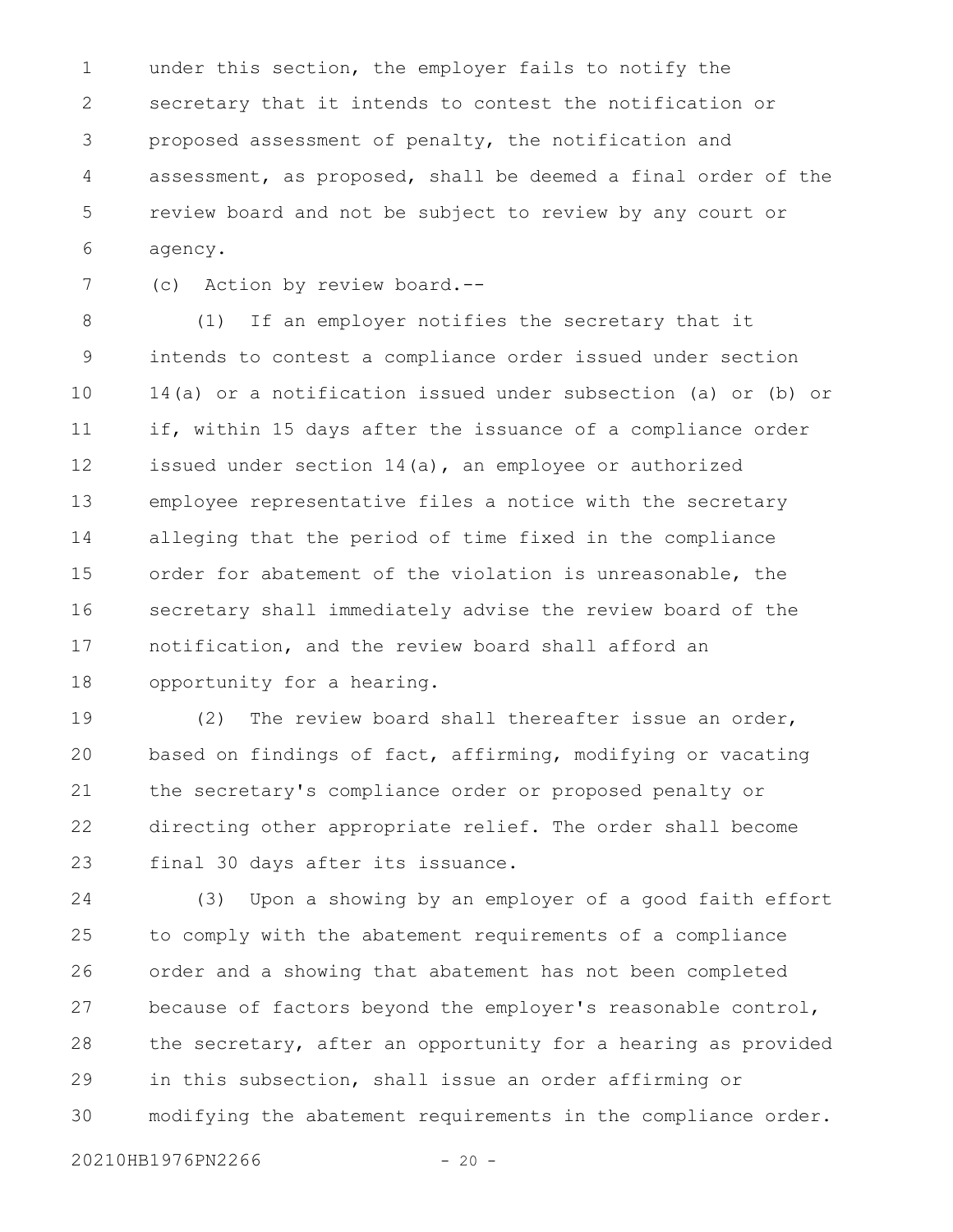under this section, the employer fails to notify the secretary that it intends to contest the notification or proposed assessment of penalty, the notification and assessment, as proposed, shall be deemed a final order of the review board and not be subject to review by any court or agency.

(c) Action by review board.--

(1) If an employer notifies the secretary that it intends to contest a compliance order issued under section 14(a) or a notification issued under subsection (a) or (b) or if, within 15 days after the issuance of a compliance order issued under section 14(a), an employee or authorized employee representative files a notice with the secretary alleging that the period of time fixed in the compliance order for abatement of the violation is unreasonable, the secretary shall immediately advise the review board of the notification, and the review board shall afford an opportunity for a hearing.

(2) The review board shall thereafter issue an order, based on findings of fact, affirming, modifying or vacating the secretary's compliance order or proposed penalty or directing other appropriate relief. The order shall become final 30 days after its issuance.

(3) Upon a showing by an employer of a good faith effort to comply with the abatement requirements of a compliance order and a showing that abatement has not been completed because of factors beyond the employer's reasonable control, the secretary, after an opportunity for a hearing as provided in this subsection, shall issue an order affirming or modifying the abatement requirements in the compliance order.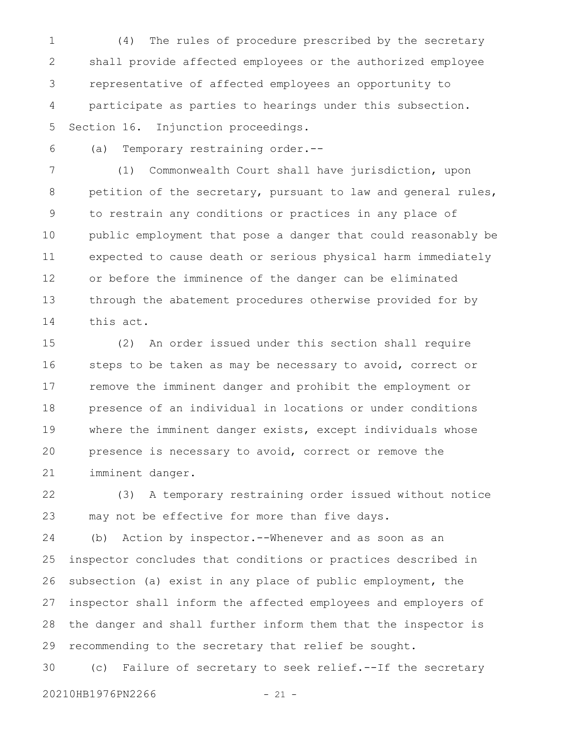(4) The rules of procedure prescribed by the secretary shall provide affected employees or the authorized employee representative of affected employees an opportunity to participate as parties to hearings under this subsection.

Section 16. Injunction proceedings.

(a) Temporary restraining order.--

(1) Commonwealth Court shall have jurisdiction, upon petition of the secretary, pursuant to law and general rules, to restrain any conditions or practices in any place of public employment that pose a danger that could reasonably be expected to cause death or serious physical harm immediately or before the imminence of the danger can be eliminated through the abatement procedures otherwise provided for by this act.

(2) An order issued under this section shall require steps to be taken as may be necessary to avoid, correct or remove the imminent danger and prohibit the employment or presence of an individual in locations or under conditions where the imminent danger exists, except individuals whose presence is necessary to avoid, correct or remove the imminent danger.

(3) A temporary restraining order issued without notice may not be effective for more than five days.

(b) Action by inspector.--Whenever and as soon as an inspector concludes that conditions or practices described in subsection (a) exist in any place of public employment, the inspector shall inform the affected employees and employers of the danger and shall further inform them that the inspector is recommending to the secretary that relief be sought.

(c) Failure of secretary to seek relief.--If the secretary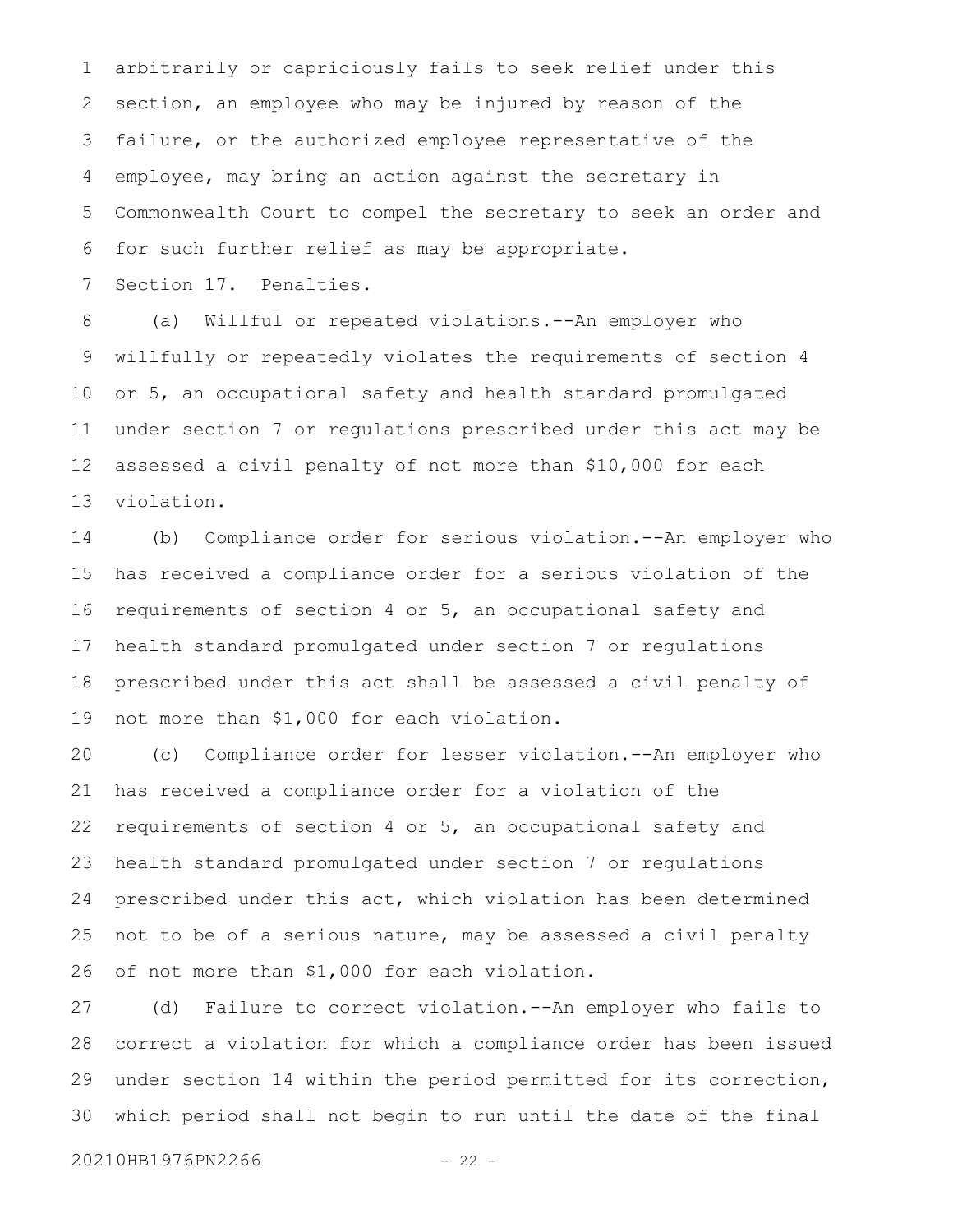arbitrarily or capriciously fails to seek relief under this section, an employee who may be injured by reason of the failure, or the authorized employee representative of the employee, may bring an action against the secretary in Commonwealth Court to compel the secretary to seek an order and for such further relief as may be appropriate.

Section 17. Penalties.

(a) Willful or repeated violations.--An employer who willfully or repeatedly violates the requirements of section 4 or 5, an occupational safety and health standard promulgated under section 7 or regulations prescribed under this act may be assessed a civil penalty of not more than $10,000 for each violation.

(b) Compliance order for serious violation.--An employer who has received a compliance order for a serious violation of the requirements of section 4 or 5, an occupational safety and health standard promulgated under section 7 or regulations prescribed under this act shall be assessed a civil penalty of not more than $1,000 for each violation.

(c) Compliance order for lesser violation.--An employer who has received a compliance order for a violation of the requirements of section 4 or 5, an occupational safety and health standard promulgated under section 7 or regulations prescribed under this act, which violation has been determined not to be of a serious nature, may be assessed a civil penalty of not more than $1,000 for each violation.

(d) Failure to correct violation.--An employer who fails to correct a violation for which a compliance order has been issued under section 14 within the period permitted for its correction, which period shall not begin to run until the date of the final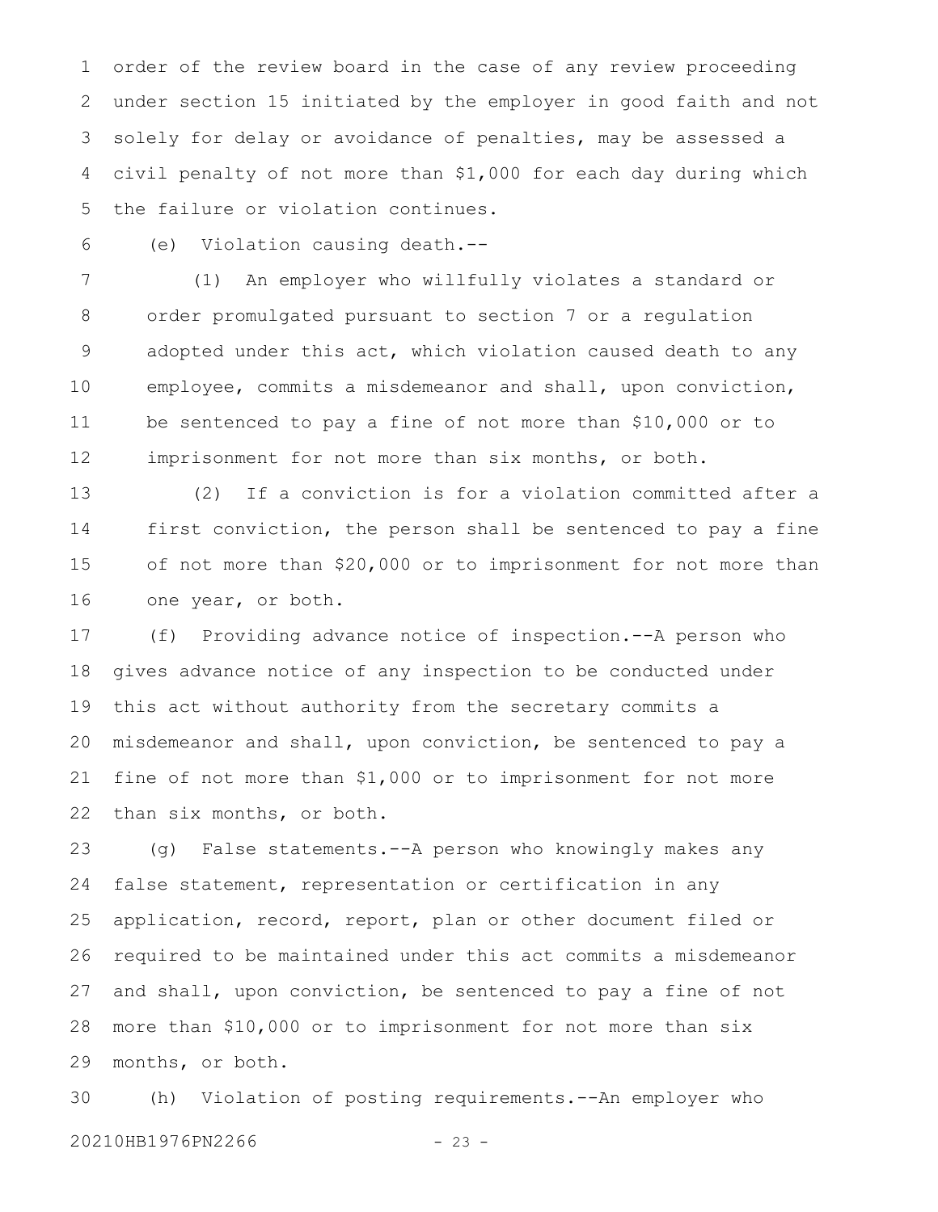order of the review board in the case of any review proceeding under section 15 initiated by the employer in good faith and not solely for delay or avoidance of penalties, may be assessed a civil penalty of not more than $1,000 for each day during which the failure or violation continues.

(e) Violation causing death.--

(1) An employer who willfully violates a standard or order promulgated pursuant to section 7 or a regulation adopted under this act, which violation caused death to any employee, commits a misdemeanor and shall, upon conviction, be sentenced to pay a fine of not more than $10,000 or to imprisonment for not more than six months, or both.

(2) If a conviction is for a violation committed after a first conviction, the person shall be sentenced to pay a fine of not more than $20,000 or to imprisonment for not more than one year, or both.

(f) Providing advance notice of inspection.--A person who gives advance notice of any inspection to be conducted under this act without authority from the secretary commits a misdemeanor and shall, upon conviction, be sentenced to pay a fine of not more than $1,000 or to imprisonment for not more than six months, or both.

(g) False statements.--A person who knowingly makes any false statement, representation or certification in any application, record, report, plan or other document filed or required to be maintained under this act commits a misdemeanor and shall, upon conviction, be sentenced to pay a fine of not more than $10,000 or to imprisonment for not more than six months, or both.

(h) Violation of posting requirements.--An employer who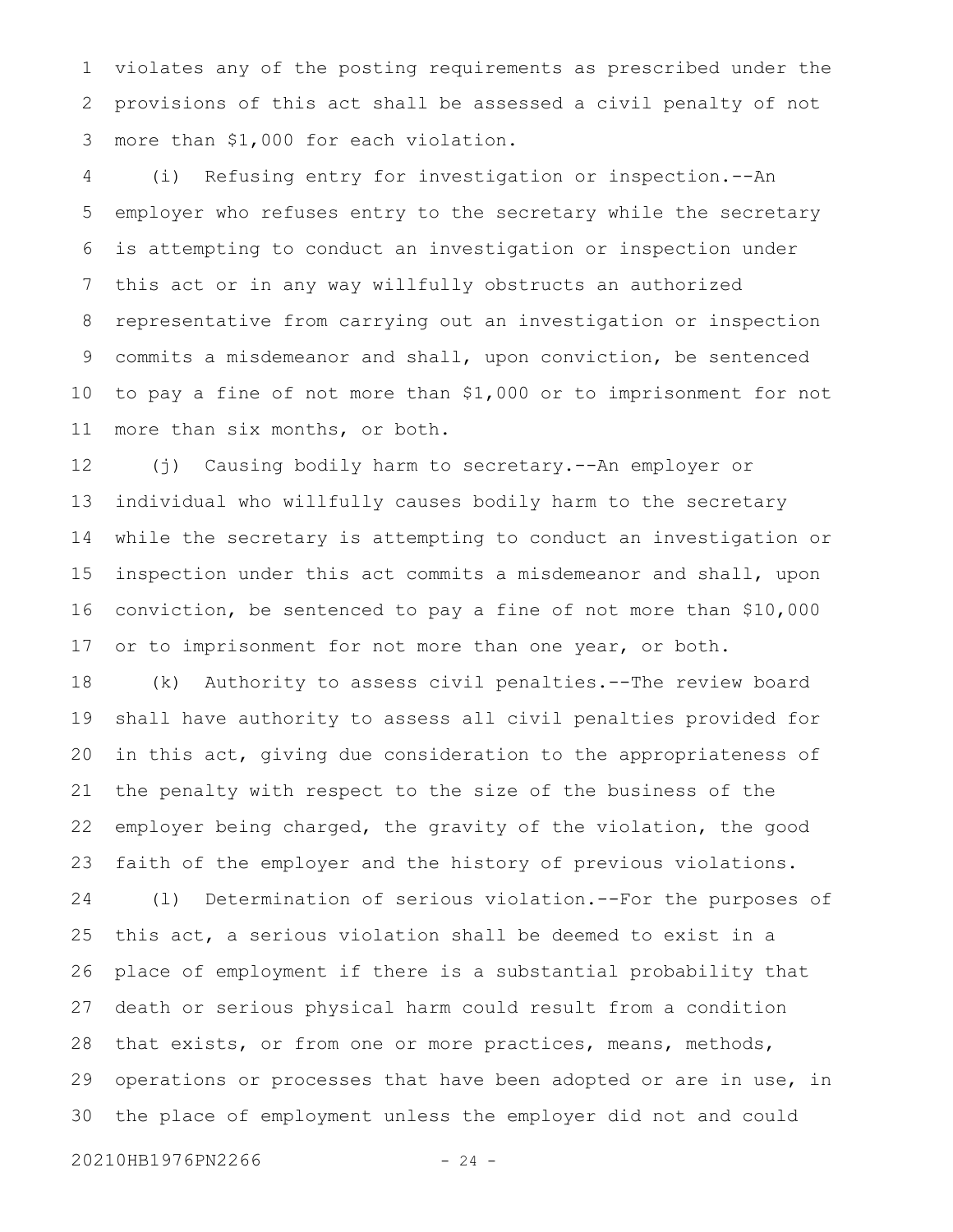violates any of the posting requirements as prescribed under the provisions of this act shall be assessed a civil penalty of not more than $1,000 for each violation.

(i) Refusing entry for investigation or inspection.--An employer who refuses entry to the secretary while the secretary is attempting to conduct an investigation or inspection under this act or in any way willfully obstructs an authorized representative from carrying out an investigation or inspection commits a misdemeanor and shall, upon conviction, be sentenced to pay a fine of not more than $1,000 or to imprisonment for not more than six months, or both.

(j) Causing bodily harm to secretary.--An employer or individual who willfully causes bodily harm to the secretary while the secretary is attempting to conduct an investigation or inspection under this act commits a misdemeanor and shall, upon conviction, be sentenced to pay a fine of not more than $10,000 or to imprisonment for not more than one year, or both.

(k) Authority to assess civil penalties.--The review board shall have authority to assess all civil penalties provided for in this act, giving due consideration to the appropriateness of the penalty with respect to the size of the business of the employer being charged, the gravity of the violation, the good faith of the employer and the history of previous violations.

(l) Determination of serious violation.--For the purposes of this act, a serious violation shall be deemed to exist in a place of employment if there is a substantial probability that death or serious physical harm could result from a condition that exists, or from one or more practices, means, methods, operations or processes that have been adopted or are in use, in the place of employment unless the employer did not and could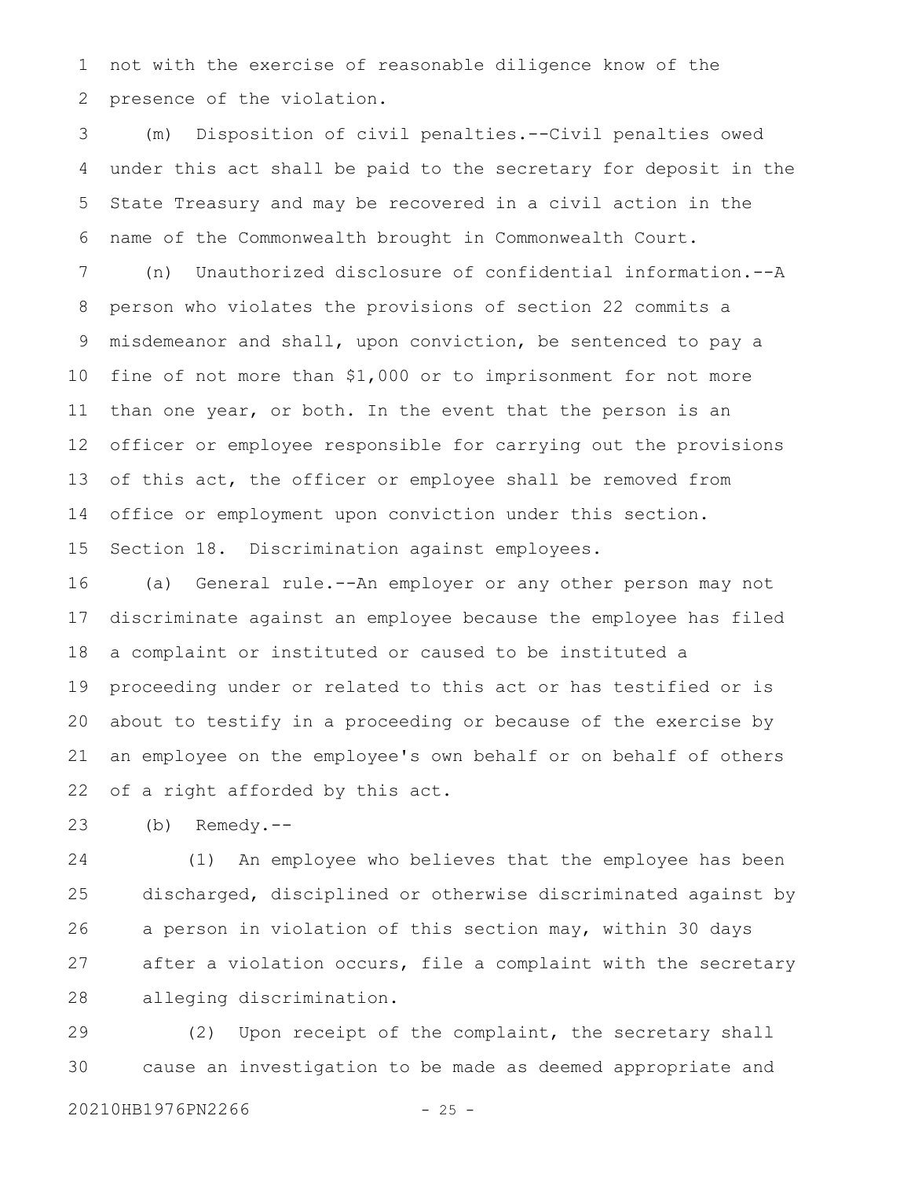not with the exercise of reasonable diligence know of the presence of the violation.

(m) Disposition of civil penalties.--Civil penalties owed under this act shall be paid to the secretary for deposit in the State Treasury and may be recovered in a civil action in the name of the Commonwealth brought in Commonwealth Court.

(n) Unauthorized disclosure of confidential information.--A person who violates the provisions of section 22 commits a misdemeanor and shall, upon conviction, be sentenced to pay a fine of not more than $1,000 or to imprisonment for not more than one year, or both. In the event that the person is an officer or employee responsible for carrying out the provisions of this act, the officer or employee shall be removed from office or employment upon conviction under this section.

Section 18. Discrimination against employees.

(a) General rule.--An employer or any other person may not discriminate against an employee because the employee has filed a complaint or instituted or caused to be instituted a proceeding under or related to this act or has testified or is about to testify in a proceeding or because of the exercise by an employee on the employee's own behalf or on behalf of others of a right afforded by this act.

(b) Remedy.--

(1) An employee who believes that the employee has been discharged, disciplined or otherwise discriminated against by a person in violation of this section may, within 30 days after a violation occurs, file a complaint with the secretary alleging discrimination.

(2) Upon receipt of the complaint, the secretary shall cause an investigation to be made as deemed appropriate and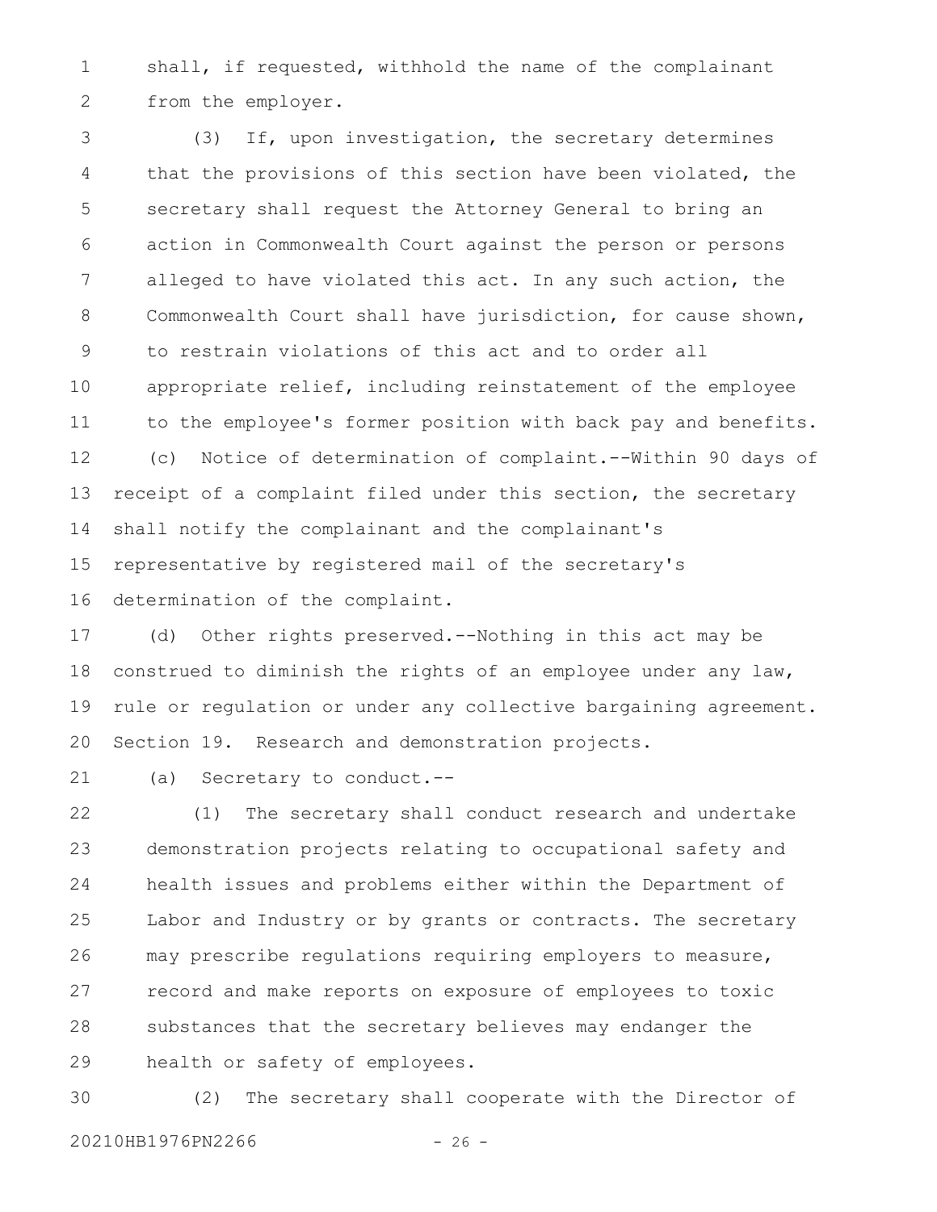shall, if requested, withhold the name of the complainant from the employer.

(3) If, upon investigation, the secretary determines that the provisions of this section have been violated, the secretary shall request the Attorney General to bring an action in Commonwealth Court against the person or persons alleged to have violated this act. In any such action, the Commonwealth Court shall have jurisdiction, for cause shown, to restrain violations of this act and to order all appropriate relief, including reinstatement of the employee to the employee's former position with back pay and benefits.

(c) Notice of determination of complaint.--Within 90 days of receipt of a complaint filed under this section, the secretary shall notify the complainant and the complainant's representative by registered mail of the secretary's determination of the complaint.

(d) Other rights preserved.--Nothing in this act may be construed to diminish the rights of an employee under any law, rule or regulation or under any collective bargaining agreement.

Section 19. Research and demonstration projects.

(a) Secretary to conduct.--

(1) The secretary shall conduct research and undertake demonstration projects relating to occupational safety and health issues and problems either within the Department of Labor and Industry or by grants or contracts. The secretary may prescribe regulations requiring employers to measure, record and make reports on exposure of employees to toxic substances that the secretary believes may endanger the health or safety of employees.

(2) The secretary shall cooperate with the Director of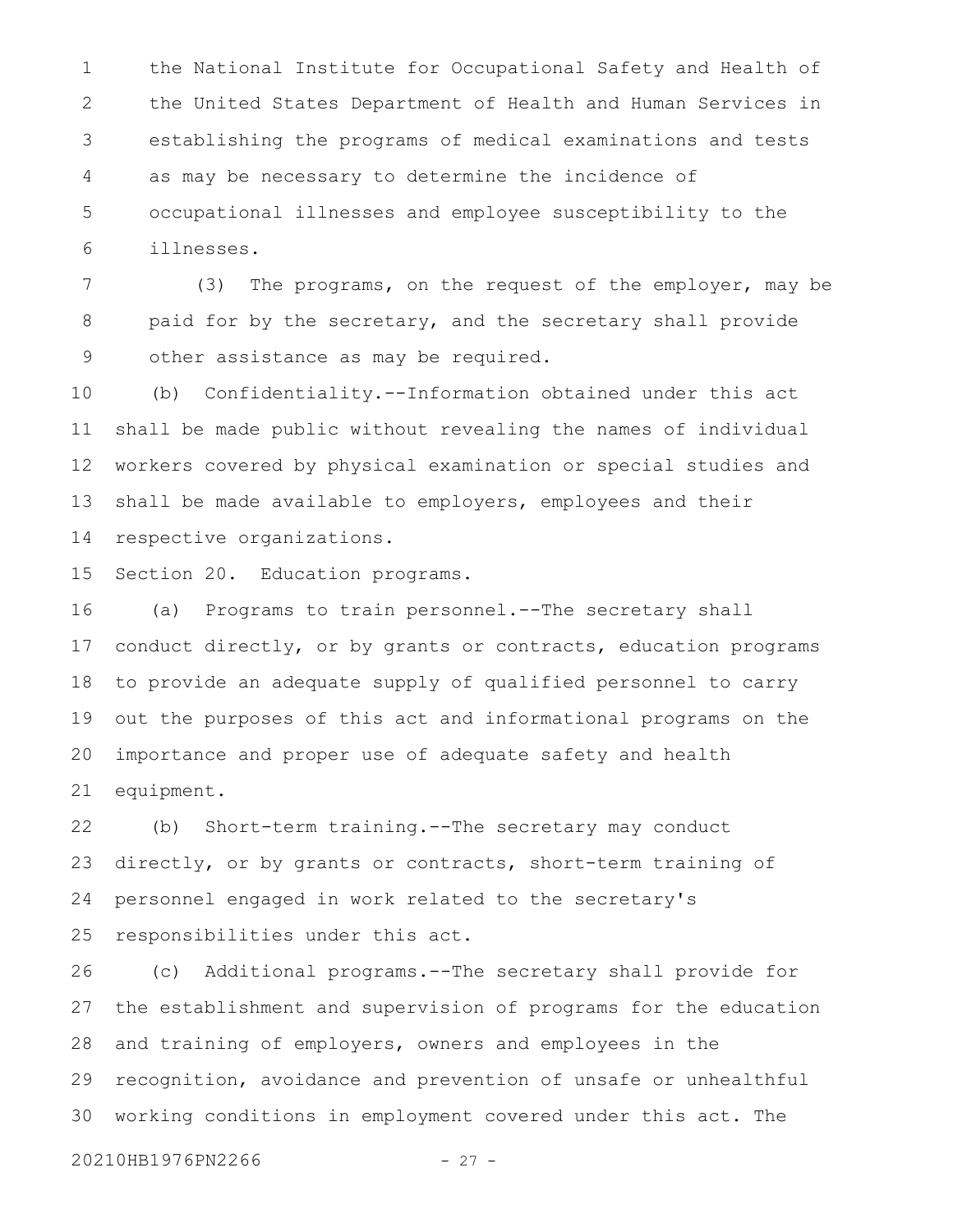the National Institute for Occupational Safety and Health of the United States Department of Health and Human Services in establishing the programs of medical examinations and tests as may be necessary to determine the incidence of occupational illnesses and employee susceptibility to the illnesses.

(3) The programs, on the request of the employer, may be paid for by the secretary, and the secretary shall provide other assistance as may be required.

(b) Confidentiality.--Information obtained under this act shall be made public without revealing the names of individual workers covered by physical examination or special studies and shall be made available to employers, employees and their respective organizations.

Section 20. Education programs.

(a) Programs to train personnel.--The secretary shall conduct directly, or by grants or contracts, education programs to provide an adequate supply of qualified personnel to carry out the purposes of this act and informational programs on the importance and proper use of adequate safety and health equipment.

(b) Short-term training.--The secretary may conduct directly, or by grants or contracts, short-term training of personnel engaged in work related to the secretary's responsibilities under this act.

(c) Additional programs.--The secretary shall provide for the establishment and supervision of programs for the education and training of employers, owners and employees in the recognition, avoidance and prevention of unsafe or unhealthful working conditions in employment covered under this act. The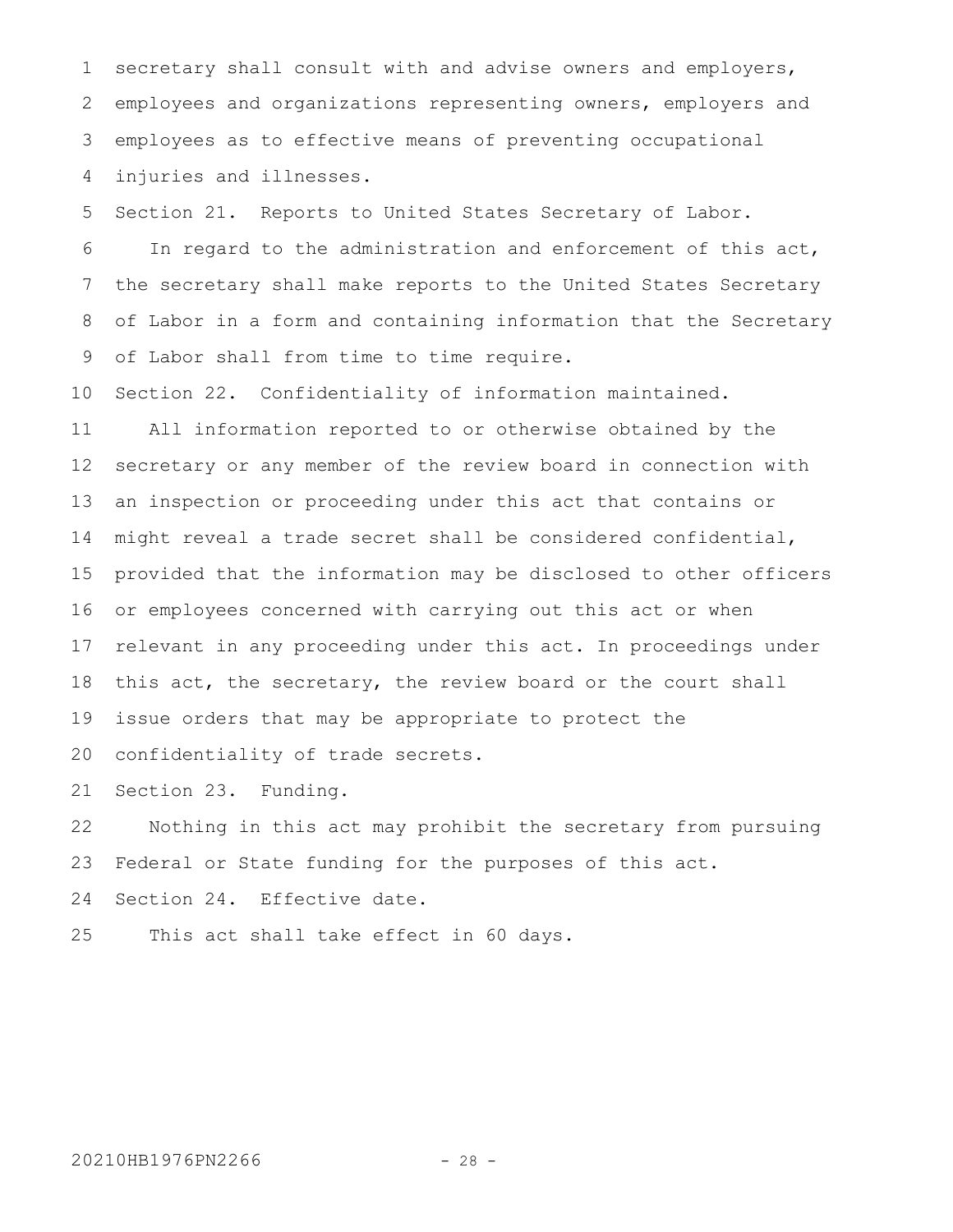secretary shall consult with and advise owners and employers, employees and organizations representing owners, employers and employees as to effective means of preventing occupational injuries and illnesses.

Section 21. Reports to United States Secretary of Labor.

In regard to the administration and enforcement of this act, the secretary shall make reports to the United States Secretary of Labor in a form and containing information that the Secretary of Labor shall from time to time require.

Section 22. Confidentiality of information maintained.

All information reported to or otherwise obtained by the secretary or any member of the review board in connection with an inspection or proceeding under this act that contains or might reveal a trade secret shall be considered confidential, provided that the information may be disclosed to other officers or employees concerned with carrying out this act or when relevant in any proceeding under this act. In proceedings under this act, the secretary, the review board or the court shall issue orders that may be appropriate to protect the confidentiality of trade secrets.

Section 23. Funding.

Nothing in this act may prohibit the secretary from pursuing Federal or State funding for the purposes of this act.

Section 24. Effective date.

This act shall take effect in 60 days.